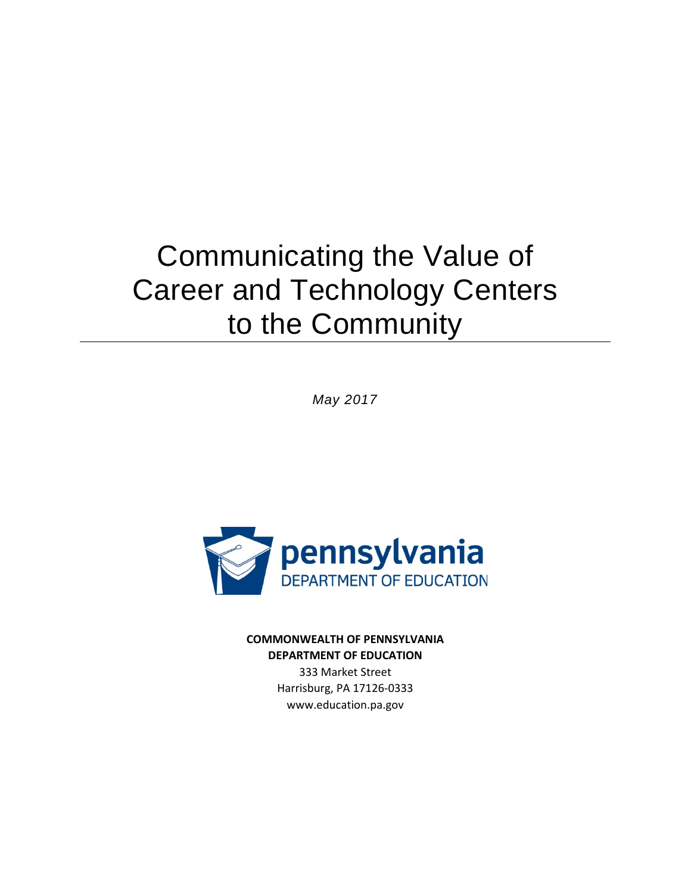# Communicating the Value of Career and Technology Centers to the Community

*May 2017*

pennsylvania
DEPARTMENT OF EDUCATION

**COMMONWEALTH OF PENNSYLVANIA**
**DEPARTMENT OF EDUCATION**

333 Market Street
Harrisburg, PA 17126-0333
www.education.pa.gov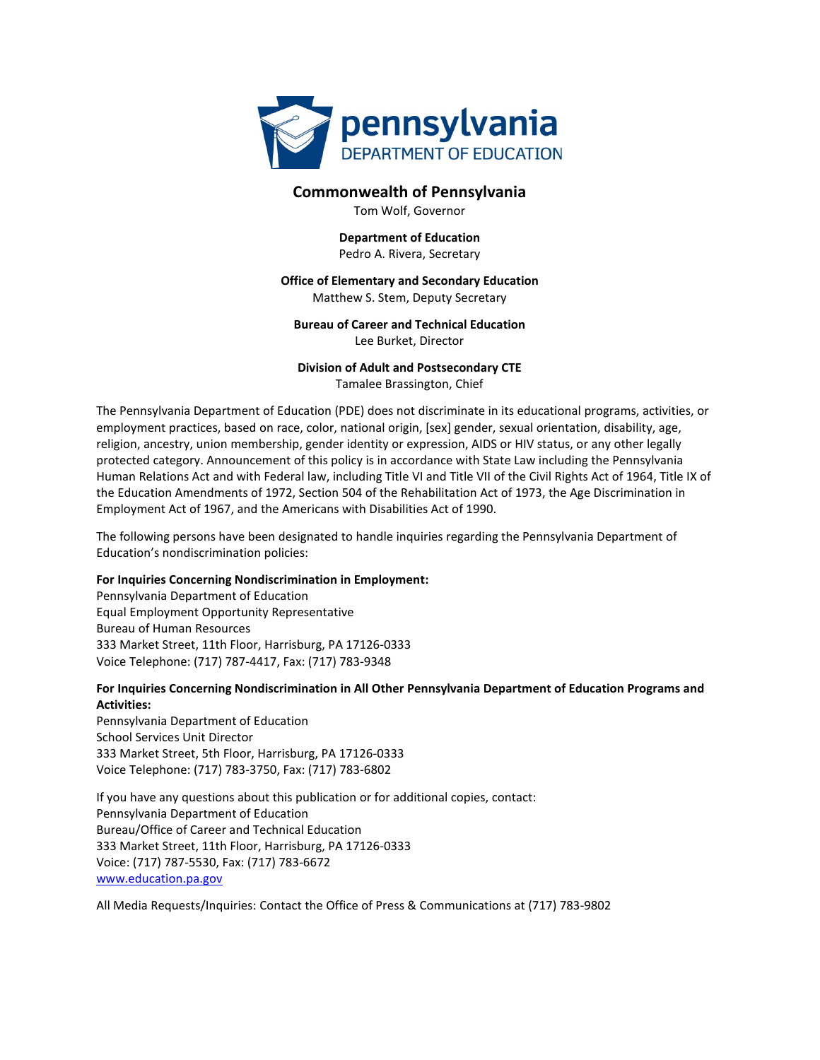**Commonwealth of Pennsylvania**
Tom Wolf, Governor

**Department of Education**
Pedro A. Rivera, Secretary

**Office of Elementary and Secondary Education**
Matthew S. Stem, Deputy Secretary

**Bureau of Career and Technical Education**
Lee Burket, Director

**Division of Adult and Postsecondary CTE**
Tamalee Brassington, Chief

The Pennsylvania Department of Education (PDE) does not discriminate in its educational programs, activities, or employment practices, based on race, color, national origin, [sex] gender, sexual orientation, disability, age, religion, ancestry, union membership, gender identity or expression, AIDS or HIV status, or any other legally protected category. Announcement of this policy is in accordance with State Law including the Pennsylvania Human Relations Act and with Federal law, including Title VI and Title VII of the Civil Rights Act of 1964, Title IX of the Education Amendments of 1972, Section 504 of the Rehabilitation Act of 1973, the Age Discrimination in Employment Act of 1967, and the Americans with Disabilities Act of 1990.

The following persons have been designated to handle inquiries regarding the Pennsylvania Department of Education's nondiscrimination policies:

**For Inquiries Concerning Nondiscrimination in Employment:**
Pennsylvania Department of Education
Equal Employment Opportunity Representative
Bureau of Human Resources
333 Market Street, 11th Floor, Harrisburg, PA 17126-0333
Voice Telephone: (717) 787-4417, Fax: (717) 783-9348

**For Inquiries Concerning Nondiscrimination in All Other Pennsylvania Department of Education Programs and Activities:**
Pennsylvania Department of Education
School Services Unit Director
333 Market Street, 5th Floor, Harrisburg, PA 17126-0333
Voice Telephone: (717) 783-3750, Fax: (717) 783-6802

If you have any questions about this publication or for additional copies, contact:
Pennsylvania Department of Education
Bureau/Office of Career and Technical Education
333 Market Street, 11th Floor, Harrisburg, PA 17126-0333
Voice: (717) 787-5530, Fax: (717) 783-6672
www.education.pa.gov

All Media Requests/Inquiries: Contact the Office of Press & Communications at (717) 783-9802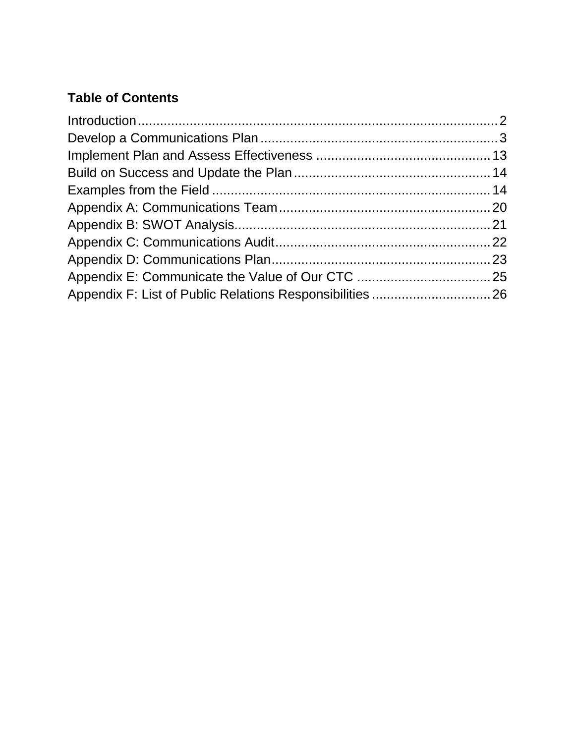**Table of Contents**

| Section | Page |
| --- | --- |
| Introduction | 2 |
| Develop a Communications Plan | 3 |
| Implement Plan and Assess Effectiveness | 13 |
| Build on Success and Update the Plan | 14 |
| Examples from the Field | 14 |
| Appendix A: Communications Team | 20 |
| Appendix B: SWOT Analysis | 21 |
| Appendix C: Communications Audit | 22 |
| Appendix D: Communications Plan | 23 |
| Appendix E: Communicate the Value of Our CTC | 25 |
| Appendix F: List of Public Relations Responsibilities | 26 |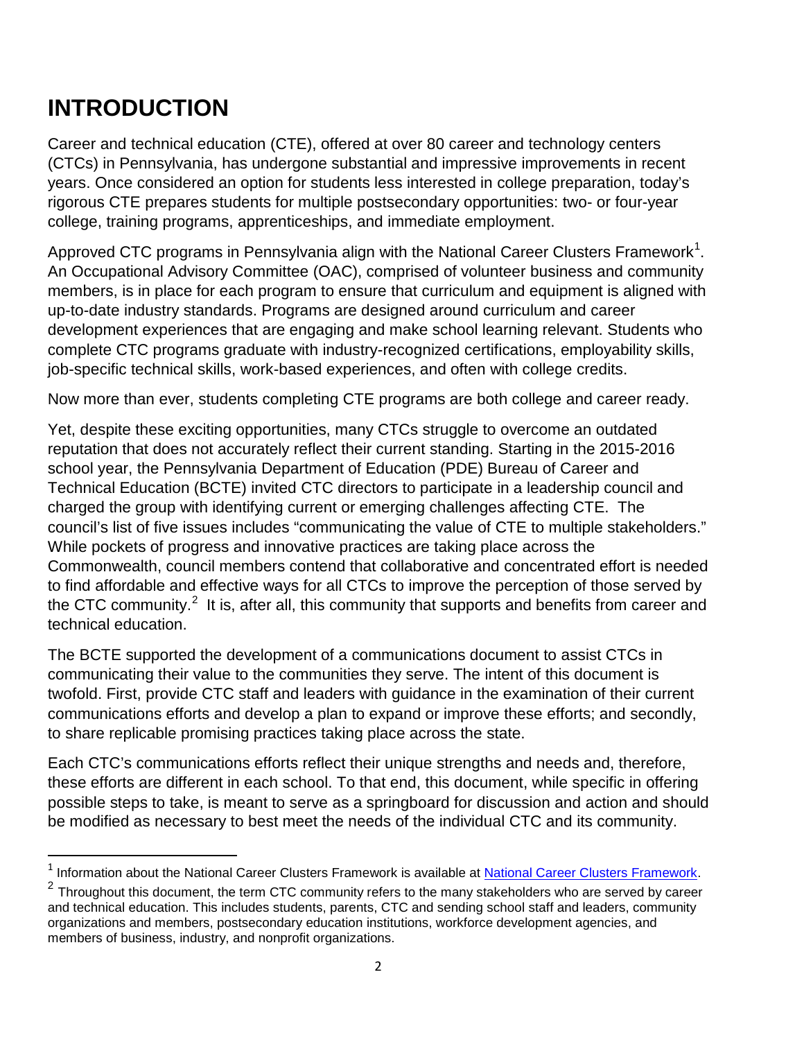# INTRODUCTION

Career and technical education (CTE), offered at over 80 career and technology centers (CTCs) in Pennsylvania, has undergone substantial and impressive improvements in recent years. Once considered an option for students less interested in college preparation, today's rigorous CTE prepares students for multiple postsecondary opportunities: two- or four-year college, training programs, apprenticeships, and immediate employment.

Approved CTC programs in Pennsylvania align with the National Career Clusters Framework[1]. An Occupational Advisory Committee (OAC), comprised of volunteer business and community members, is in place for each program to ensure that curriculum and equipment is aligned with up-to-date industry standards. Programs are designed around curriculum and career development experiences that are engaging and make school learning relevant. Students who complete CTC programs graduate with industry-recognized certifications, employability skills, job-specific technical skills, work-based experiences, and often with college credits.

Now more than ever, students completing CTE programs are both college and career ready.

Yet, despite these exciting opportunities, many CTCs struggle to overcome an outdated reputation that does not accurately reflect their current standing. Starting in the 2015-2016 school year, the Pennsylvania Department of Education (PDE) Bureau of Career and Technical Education (BCTE) invited CTC directors to participate in a leadership council and charged the group with identifying current or emerging challenges affecting CTE. The council's list of five issues includes "communicating the value of CTE to multiple stakeholders." While pockets of progress and innovative practices are taking place across the Commonwealth, council members contend that collaborative and concentrated effort is needed to find affordable and effective ways for all CTCs to improve the perception of those served by the CTC community.[2] It is, after all, this community that supports and benefits from career and technical education.

The BCTE supported the development of a communications document to assist CTCs in communicating their value to the communities they serve. The intent of this document is twofold. First, provide CTC staff and leaders with guidance in the examination of their current communications efforts and develop a plan to expand or improve these efforts; and secondly, to share replicable promising practices taking place across the state.

Each CTC's communications efforts reflect their unique strengths and needs and, therefore, these efforts are different in each school. To that end, this document, while specific in offering possible steps to take, is meant to serve as a springboard for discussion and action and should be modified as necessary to best meet the needs of the individual CTC and its community.

---

[1] Information about the National Career Clusters Framework is available at National Career Clusters Framework.

[2] Throughout this document, the term CTC community refers to the many stakeholders who are served by career and technical education. This includes students, parents, CTC and sending school staff and leaders, community organizations and members, postsecondary education institutions, workforce development agencies, and members of business, industry, and nonprofit organizations.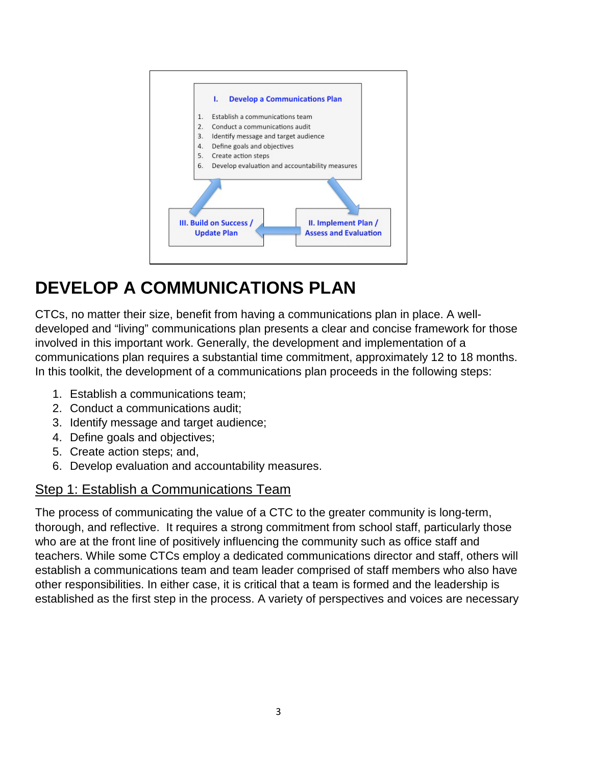I. Develop a Communications Plan

1. Establish a communications team
2. Conduct a communications audit
3. Identify message and target audience
4. Define goals and objectives
5. Create action steps
6. Develop evaluation and accountability measures

II. Implement Plan / Assess and Evaluation

III. Build on Success / Update Plan

# DEVELOP A COMMUNICATIONS PLAN

CTCs, no matter their size, benefit from having a communications plan in place. A well-developed and “living” communications plan presents a clear and concise framework for those involved in this important work. Generally, the development and implementation of a communications plan requires a substantial time commitment, approximately 12 to 18 months. In this toolkit, the development of a communications plan proceeds in the following steps:

1. Establish a communications team;
2. Conduct a communications audit;
3. Identify message and target audience;
4. Define goals and objectives;
5. Create action steps; and,
6. Develop evaluation and accountability measures.

## Step 1: Establish a Communications Team

The process of communicating the value of a CTC to the greater community is long-term, thorough, and reflective. It requires a strong commitment from school staff, particularly those who are at the front line of positively influencing the community such as office staff and teachers. While some CTCs employ a dedicated communications director and staff, others will establish a communications team and team leader comprised of staff members who also have other responsibilities. In either case, it is critical that a team is formed and the leadership is established as the first step in the process. A variety of perspectives and voices are necessary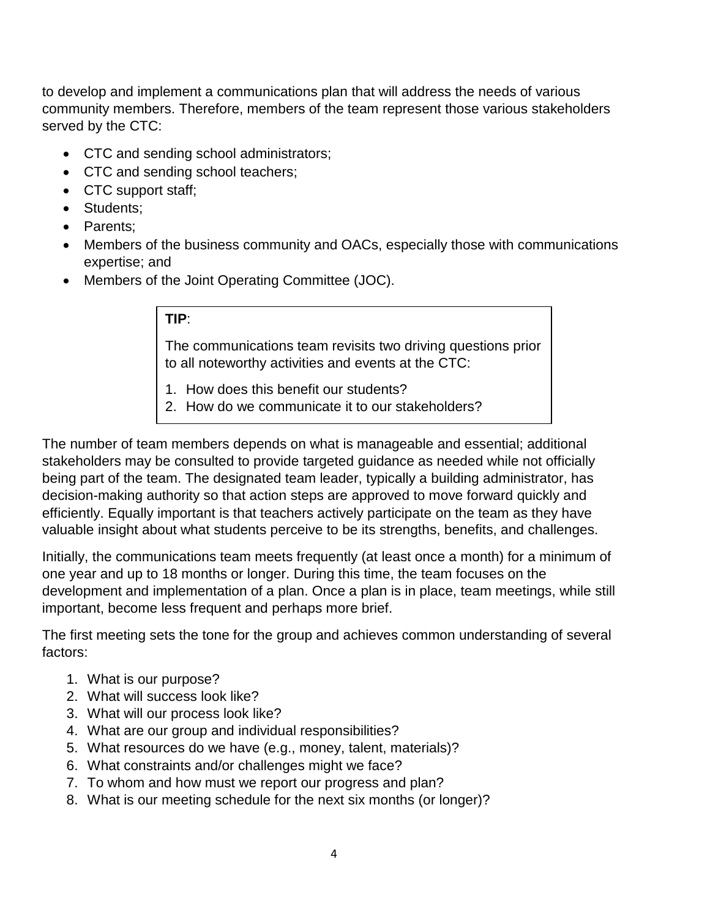to develop and implement a communications plan that will address the needs of various community members. Therefore, members of the team represent those various stakeholders served by the CTC:

- CTC and sending school administrators;
- CTC and sending school teachers;
- CTC support staff;
- Students;
- Parents;
- Members of the business community and OACs, especially those with communications expertise; and
- Members of the Joint Operating Committee (JOC).

> **TIP**:
>
> The communications team revisits two driving questions prior to all noteworthy activities and events at the CTC:
>
> 1. How does this benefit our students?
> 2. How do we communicate it to our stakeholders?

The number of team members depends on what is manageable and essential; additional stakeholders may be consulted to provide targeted guidance as needed while not officially being part of the team. The designated team leader, typically a building administrator, has decision-making authority so that action steps are approved to move forward quickly and efficiently. Equally important is that teachers actively participate on the team as they have valuable insight about what students perceive to be its strengths, benefits, and challenges.

Initially, the communications team meets frequently (at least once a month) for a minimum of one year and up to 18 months or longer. During this time, the team focuses on the development and implementation of a plan. Once a plan is in place, team meetings, while still important, become less frequent and perhaps more brief.

The first meeting sets the tone for the group and achieves common understanding of several factors:

1. What is our purpose?
2. What will success look like?
3. What will our process look like?
4. What are our group and individual responsibilities?
5. What resources do we have (e.g., money, talent, materials)?
6. What constraints and/or challenges might we face?
7. To whom and how must we report our progress and plan?
8. What is our meeting schedule for the next six months (or longer)?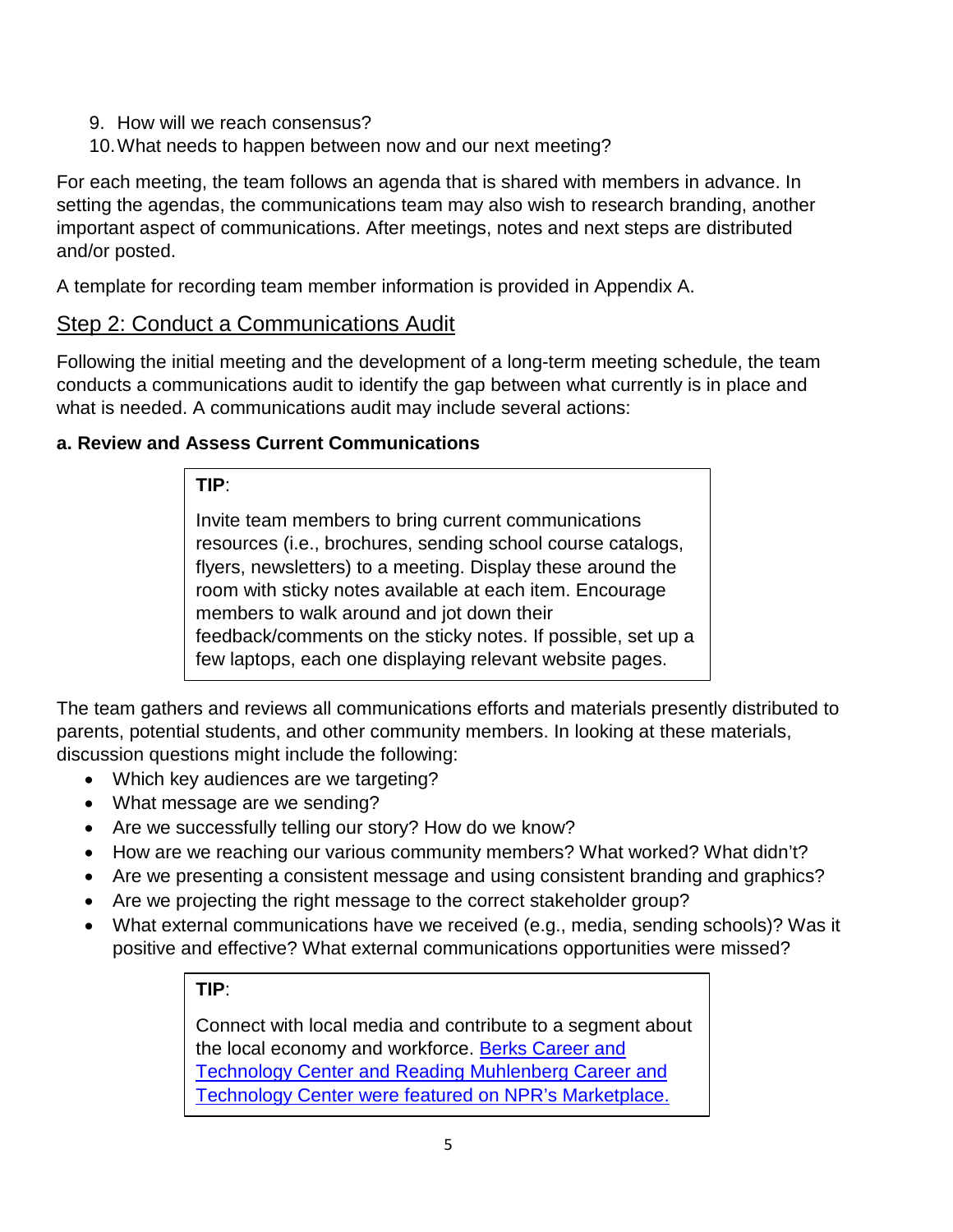9. How will we reach consensus?
10. What needs to happen between now and our next meeting?

For each meeting, the team follows an agenda that is shared with members in advance. In setting the agendas, the communications team may also wish to research branding, another important aspect of communications. After meetings, notes and next steps are distributed and/or posted.

A template for recording team member information is provided in Appendix A.

## Step 2: Conduct a Communications Audit

Following the initial meeting and the development of a long-term meeting schedule, the team conducts a communications audit to identify the gap between what currently is in place and what is needed. A communications audit may include several actions:

### a. Review and Assess Current Communications

> **TIP**:
>
> Invite team members to bring current communications resources (i.e., brochures, sending school course catalogs, flyers, newsletters) to a meeting. Display these around the room with sticky notes available at each item. Encourage members to walk around and jot down their feedback/comments on the sticky notes. If possible, set up a few laptops, each one displaying relevant website pages.

The team gathers and reviews all communications efforts and materials presently distributed to parents, potential students, and other community members. In looking at these materials, discussion questions might include the following:

- Which key audiences are we targeting?
- What message are we sending?
- Are we successfully telling our story? How do we know?
- How are we reaching our various community members? What worked? What didn't?
- Are we presenting a consistent message and using consistent branding and graphics?
- Are we projecting the right message to the correct stakeholder group?
- What external communications have we received (e.g., media, sending schools)? Was it positive and effective? What external communications opportunities were missed?

> **TIP**:
>
> Connect with local media and contribute to a segment about the local economy and workforce. Berks Career and Technology Center and Reading Muhlenberg Career and Technology Center were featured on NPR's Marketplace.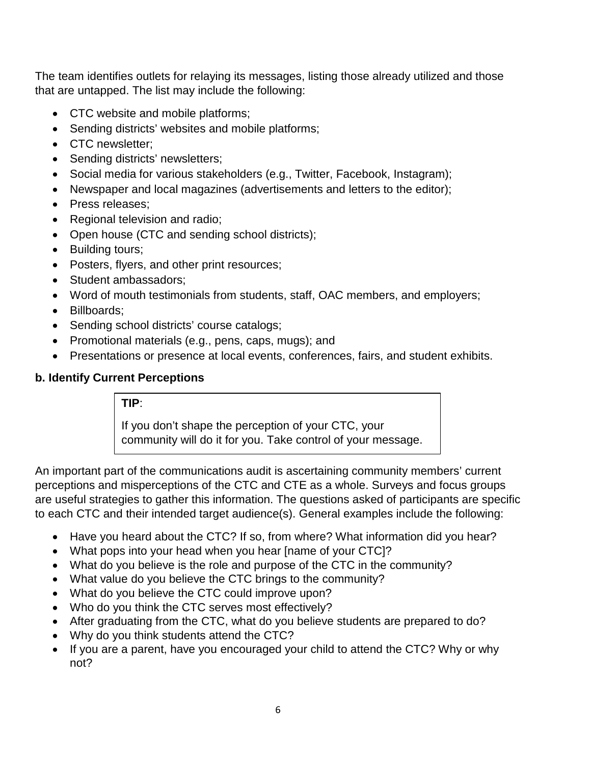The team identifies outlets for relaying its messages, listing those already utilized and those that are untapped. The list may include the following:

- CTC website and mobile platforms;
- Sending districts' websites and mobile platforms;
- CTC newsletter;
- Sending districts' newsletters;
- Social media for various stakeholders (e.g., Twitter, Facebook, Instagram);
- Newspaper and local magazines (advertisements and letters to the editor);
- Press releases;
- Regional television and radio;
- Open house (CTC and sending school districts);
- Building tours;
- Posters, flyers, and other print resources;
- Student ambassadors;
- Word of mouth testimonials from students, staff, OAC members, and employers;
- Billboards;
- Sending school districts' course catalogs;
- Promotional materials (e.g., pens, caps, mugs); and
- Presentations or presence at local events, conferences, fairs, and student exhibits.

**b. Identify Current Perceptions**

> **TIP**:
>
> If you don't shape the perception of your CTC, your community will do it for you. Take control of your message.

An important part of the communications audit is ascertaining community members' current perceptions and misperceptions of the CTC and CTE as a whole. Surveys and focus groups are useful strategies to gather this information. The questions asked of participants are specific to each CTC and their intended target audience(s). General examples include the following:

- Have you heard about the CTC? If so, from where? What information did you hear?
- What pops into your head when you hear [name of your CTC]?
- What do you believe is the role and purpose of the CTC in the community?
- What value do you believe the CTC brings to the community?
- What do you believe the CTC could improve upon?
- Who do you think the CTC serves most effectively?
- After graduating from the CTC, what do you believe students are prepared to do?
- Why do you think students attend the CTC?
- If you are a parent, have you encouraged your child to attend the CTC? Why or why not?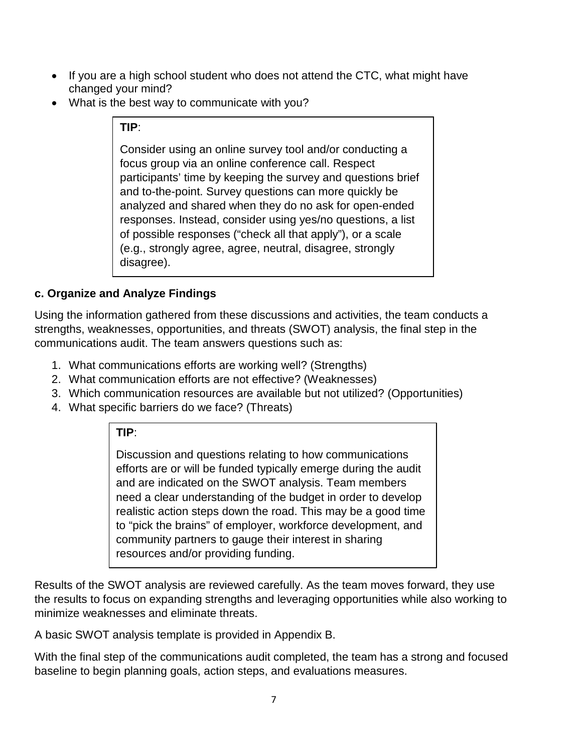- If you are a high school student who does not attend the CTC, what might have changed your mind?
- What is the best way to communicate with you?

> **TIP**:
>
> Consider using an online survey tool and/or conducting a focus group via an online conference call. Respect participants' time by keeping the survey and questions brief and to-the-point. Survey questions can more quickly be analyzed and shared when they do no ask for open-ended responses. Instead, consider using yes/no questions, a list of possible responses ("check all that apply"), or a scale (e.g., strongly agree, agree, neutral, disagree, strongly disagree).

### c. Organize and Analyze Findings

Using the information gathered from these discussions and activities, the team conducts a strengths, weaknesses, opportunities, and threats (SWOT) analysis, the final step in the communications audit. The team answers questions such as:

1. What communications efforts are working well? (Strengths)
2. What communication efforts are not effective? (Weaknesses)
3. Which communication resources are available but not utilized? (Opportunities)
4. What specific barriers do we face? (Threats)

> **TIP**:
>
> Discussion and questions relating to how communications efforts are or will be funded typically emerge during the audit and are indicated on the SWOT analysis. Team members need a clear understanding of the budget in order to develop realistic action steps down the road. This may be a good time to "pick the brains" of employer, workforce development, and community partners to gauge their interest in sharing resources and/or providing funding.

Results of the SWOT analysis are reviewed carefully. As the team moves forward, they use the results to focus on expanding strengths and leveraging opportunities while also working to minimize weaknesses and eliminate threats.

A basic SWOT analysis template is provided in Appendix B.

With the final step of the communications audit completed, the team has a strong and focused baseline to begin planning goals, action steps, and evaluations measures.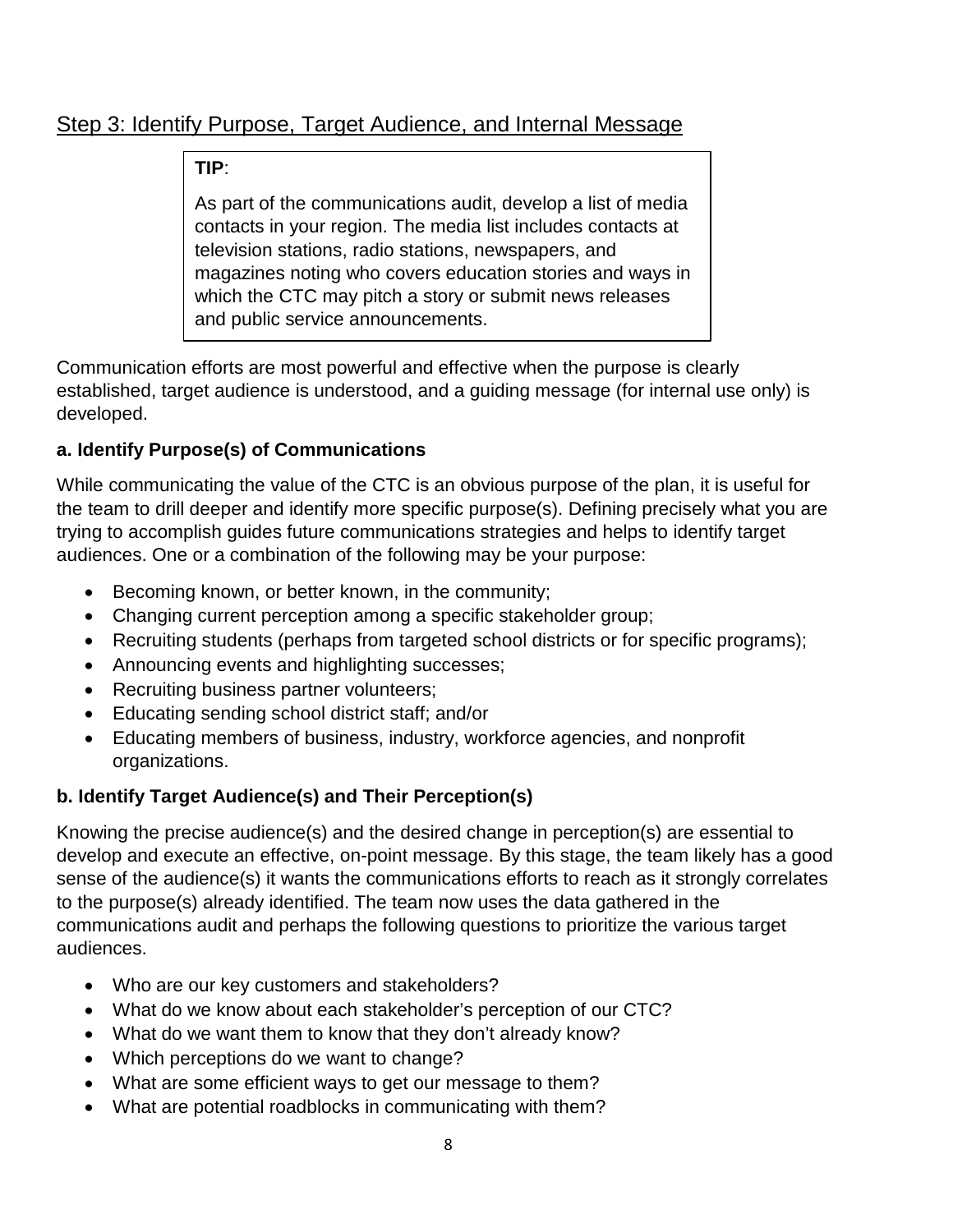## Step 3: Identify Purpose, Target Audience, and Internal Message

> **TIP**:
>
> As part of the communications audit, develop a list of media contacts in your region. The media list includes contacts at television stations, radio stations, newspapers, and magazines noting who covers education stories and ways in which the CTC may pitch a story or submit news releases and public service announcements.

Communication efforts are most powerful and effective when the purpose is clearly established, target audience is understood, and a guiding message (for internal use only) is developed.

### a. Identify Purpose(s) of Communications

While communicating the value of the CTC is an obvious purpose of the plan, it is useful for the team to drill deeper and identify more specific purpose(s). Defining precisely what you are trying to accomplish guides future communications strategies and helps to identify target audiences. One or a combination of the following may be your purpose:

- Becoming known, or better known, in the community;
- Changing current perception among a specific stakeholder group;
- Recruiting students (perhaps from targeted school districts or for specific programs);
- Announcing events and highlighting successes;
- Recruiting business partner volunteers;
- Educating sending school district staff; and/or
- Educating members of business, industry, workforce agencies, and nonprofit organizations.

### b. Identify Target Audience(s) and Their Perception(s)

Knowing the precise audience(s) and the desired change in perception(s) are essential to develop and execute an effective, on-point message. By this stage, the team likely has a good sense of the audience(s) it wants the communications efforts to reach as it strongly correlates to the purpose(s) already identified. The team now uses the data gathered in the communications audit and perhaps the following questions to prioritize the various target audiences.

- Who are our key customers and stakeholders?
- What do we know about each stakeholder's perception of our CTC?
- What do we want them to know that they don't already know?
- Which perceptions do we want to change?
- What are some efficient ways to get our message to them?
- What are potential roadblocks in communicating with them?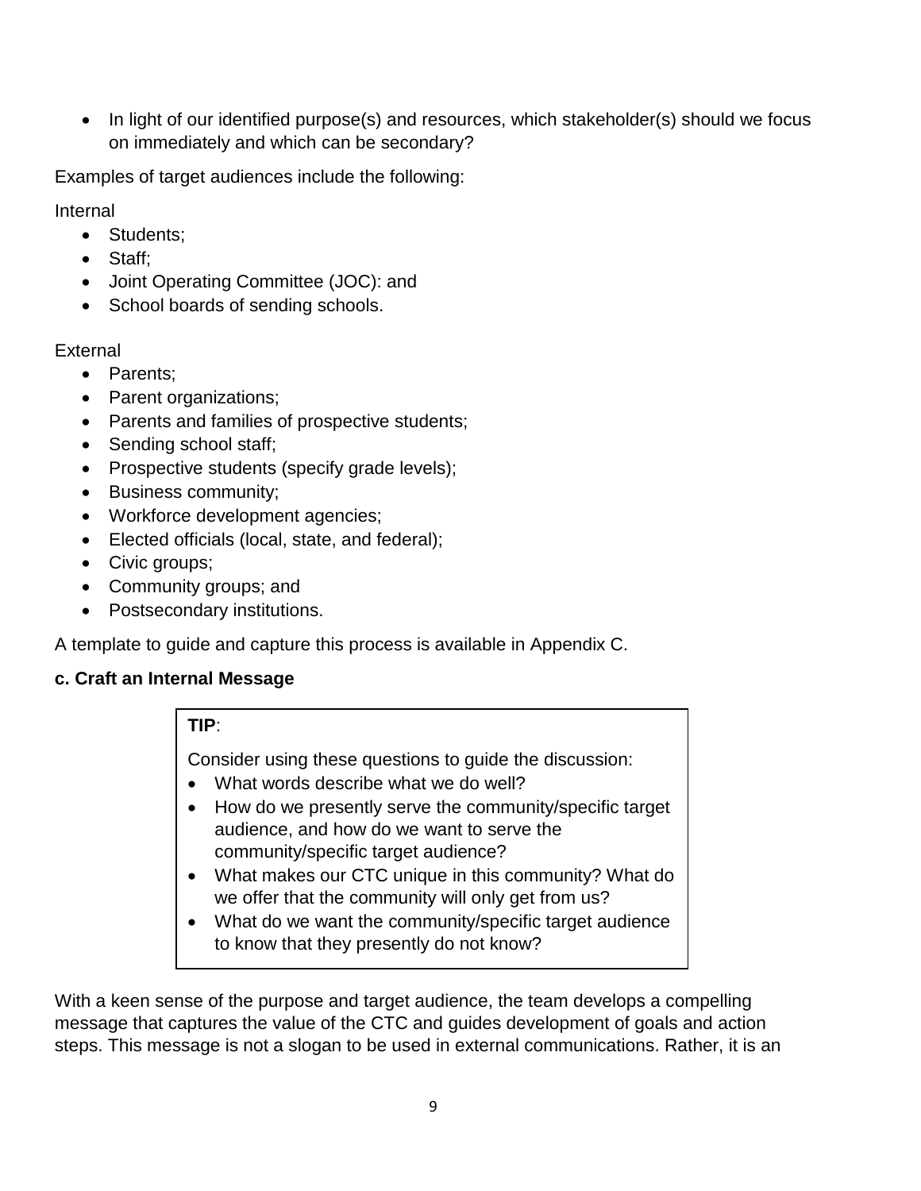- In light of our identified purpose(s) and resources, which stakeholder(s) should we focus on immediately and which can be secondary?

Examples of target audiences include the following:

Internal

- Students;
- Staff;
- Joint Operating Committee (JOC): and
- School boards of sending schools.

External

- Parents;
- Parent organizations;
- Parents and families of prospective students;
- Sending school staff;
- Prospective students (specify grade levels);
- Business community;
- Workforce development agencies;
- Elected officials (local, state, and federal);
- Civic groups;
- Community groups; and
- Postsecondary institutions.

A template to guide and capture this process is available in Appendix C.

### c. Craft an Internal Message

> **TIP**:
>
> Consider using these questions to guide the discussion:
>
> - What words describe what we do well?
> - How do we presently serve the community/specific target audience, and how do we want to serve the community/specific target audience?
> - What makes our CTC unique in this community? What do we offer that the community will only get from us?
> - What do we want the community/specific target audience to know that they presently do not know?

With a keen sense of the purpose and target audience, the team develops a compelling message that captures the value of the CTC and guides development of goals and action steps. This message is not a slogan to be used in external communications. Rather, it is an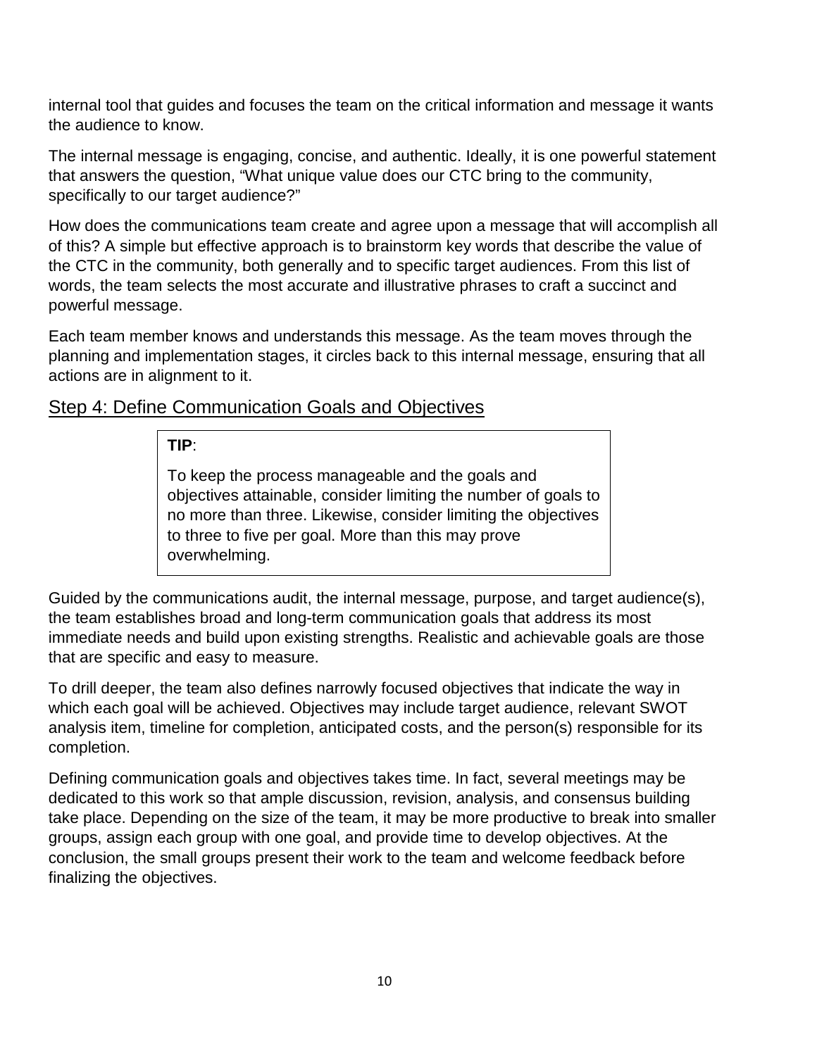internal tool that guides and focuses the team on the critical information and message it wants the audience to know.

The internal message is engaging, concise, and authentic. Ideally, it is one powerful statement that answers the question, “What unique value does our CTC bring to the community, specifically to our target audience?”

How does the communications team create and agree upon a message that will accomplish all of this? A simple but effective approach is to brainstorm key words that describe the value of the CTC in the community, both generally and to specific target audiences. From this list of words, the team selects the most accurate and illustrative phrases to craft a succinct and powerful message.

Each team member knows and understands this message. As the team moves through the planning and implementation stages, it circles back to this internal message, ensuring that all actions are in alignment to it.

## Step 4: Define Communication Goals and Objectives

> **TIP**:
>
> To keep the process manageable and the goals and objectives attainable, consider limiting the number of goals to no more than three. Likewise, consider limiting the objectives to three to five per goal. More than this may prove overwhelming.

Guided by the communications audit, the internal message, purpose, and target audience(s), the team establishes broad and long-term communication goals that address its most immediate needs and build upon existing strengths. Realistic and achievable goals are those that are specific and easy to measure.

To drill deeper, the team also defines narrowly focused objectives that indicate the way in which each goal will be achieved. Objectives may include target audience, relevant SWOT analysis item, timeline for completion, anticipated costs, and the person(s) responsible for its completion.

Defining communication goals and objectives takes time. In fact, several meetings may be dedicated to this work so that ample discussion, revision, analysis, and consensus building take place. Depending on the size of the team, it may be more productive to break into smaller groups, assign each group with one goal, and provide time to develop objectives. At the conclusion, the small groups present their work to the team and welcome feedback before finalizing the objectives.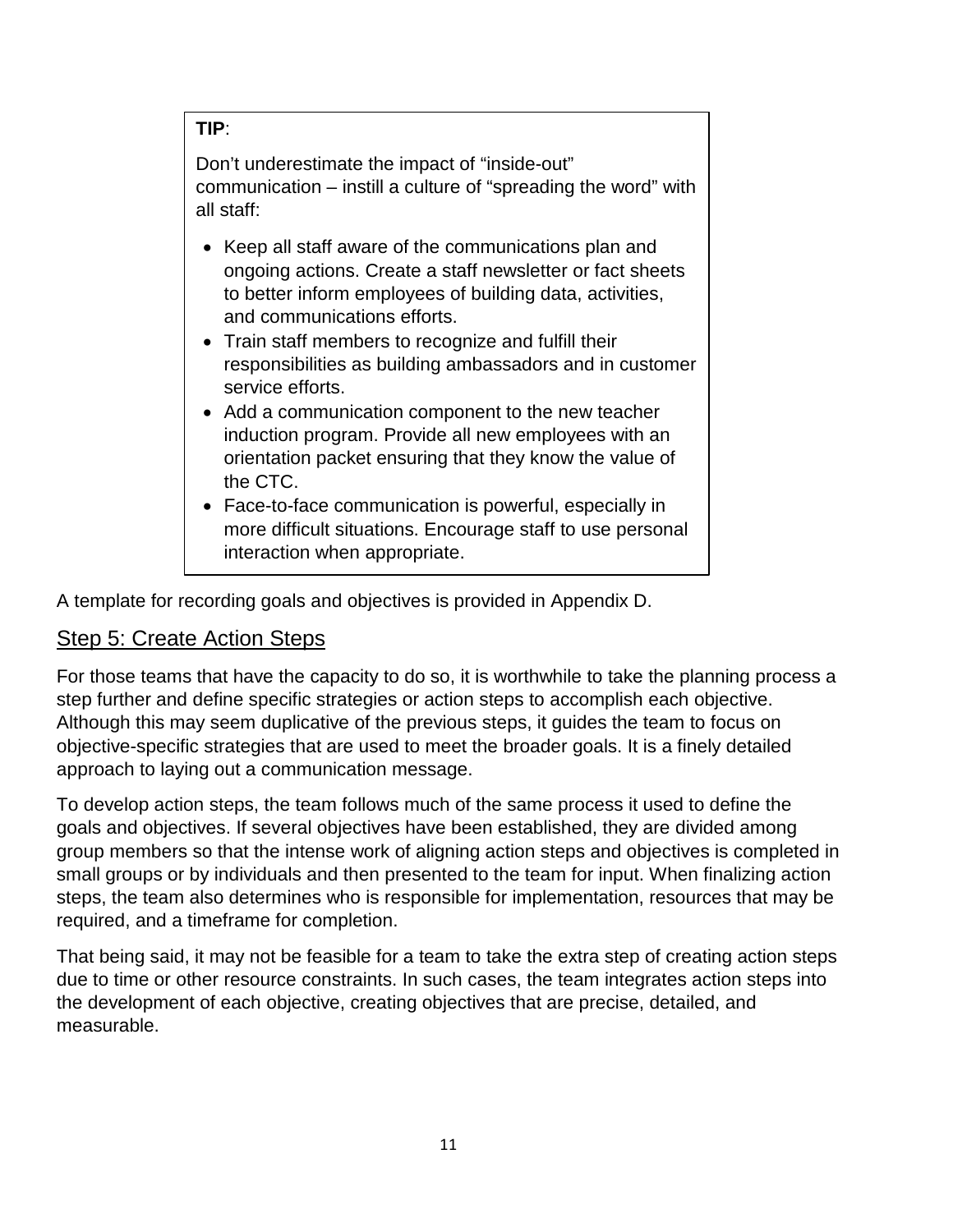> **TIP**:
>
> Don't underestimate the impact of "inside-out" communication – instill a culture of "spreading the word" with all staff:
>
> - Keep all staff aware of the communications plan and ongoing actions. Create a staff newsletter or fact sheets to better inform employees of building data, activities, and communications efforts.
> - Train staff members to recognize and fulfill their responsibilities as building ambassadors and in customer service efforts.
> - Add a communication component to the new teacher induction program. Provide all new employees with an orientation packet ensuring that they know the value of the CTC.
> - Face-to-face communication is powerful, especially in more difficult situations. Encourage staff to use personal interaction when appropriate.

A template for recording goals and objectives is provided in Appendix D.

## Step 5: Create Action Steps

For those teams that have the capacity to do so, it is worthwhile to take the planning process a step further and define specific strategies or action steps to accomplish each objective. Although this may seem duplicative of the previous steps, it guides the team to focus on objective-specific strategies that are used to meet the broader goals. It is a finely detailed approach to laying out a communication message.

To develop action steps, the team follows much of the same process it used to define the goals and objectives. If several objectives have been established, they are divided among group members so that the intense work of aligning action steps and objectives is completed in small groups or by individuals and then presented to the team for input. When finalizing action steps, the team also determines who is responsible for implementation, resources that may be required, and a timeframe for completion.

That being said, it may not be feasible for a team to take the extra step of creating action steps due to time or other resource constraints. In such cases, the team integrates action steps into the development of each objective, creating objectives that are precise, detailed, and measurable.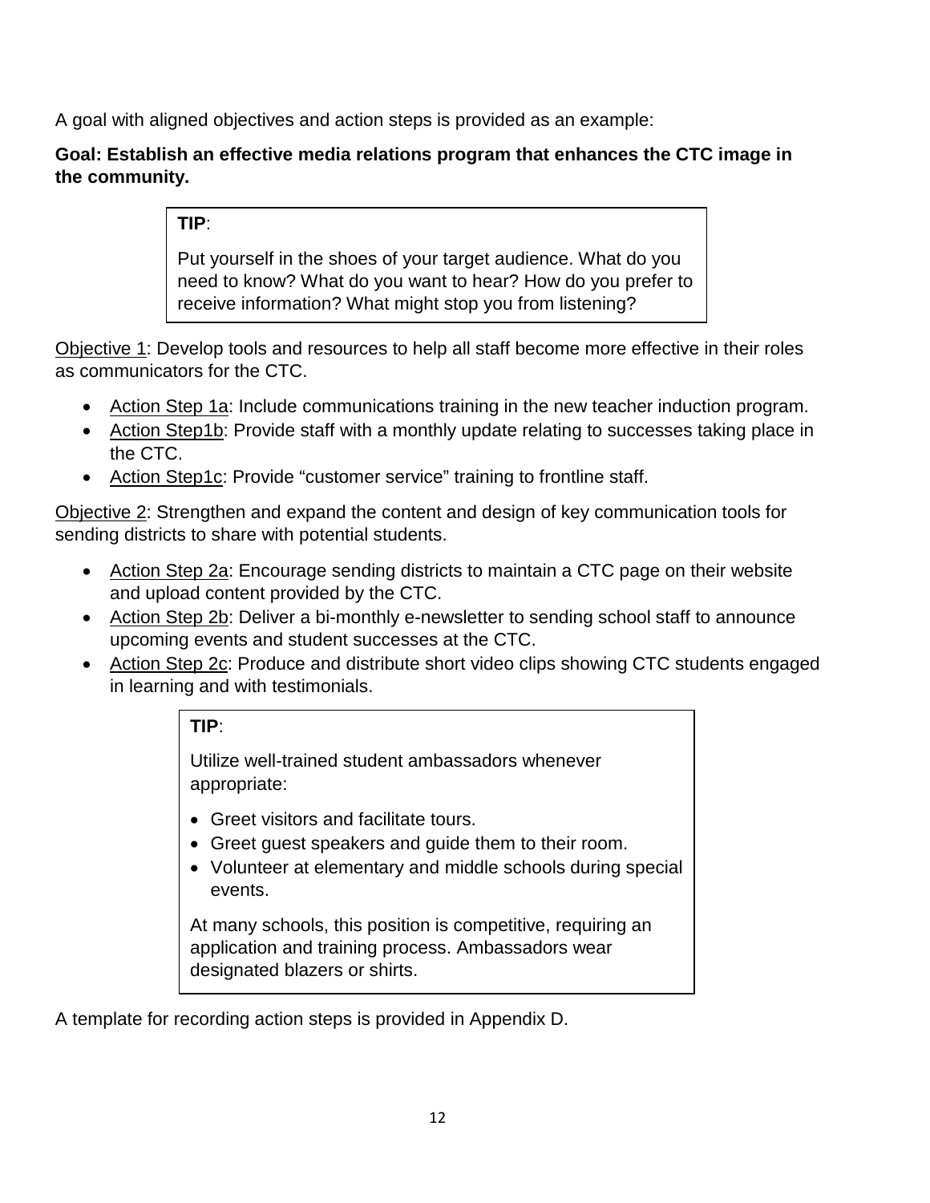A goal with aligned objectives and action steps is provided as an example:

**Goal: Establish an effective media relations program that enhances the CTC image in the community.**

> **TIP**:
>
> Put yourself in the shoes of your target audience. What do you need to know? What do you want to hear? How do you prefer to receive information? What might stop you from listening?

Objective 1: Develop tools and resources to help all staff become more effective in their roles as communicators for the CTC.

- Action Step 1a: Include communications training in the new teacher induction program.
- Action Step1b: Provide staff with a monthly update relating to successes taking place in the CTC.
- Action Step1c: Provide "customer service" training to frontline staff.

Objective 2: Strengthen and expand the content and design of key communication tools for sending districts to share with potential students.

- Action Step 2a: Encourage sending districts to maintain a CTC page on their website and upload content provided by the CTC.
- Action Step 2b: Deliver a bi-monthly e-newsletter to sending school staff to announce upcoming events and student successes at the CTC.
- Action Step 2c: Produce and distribute short video clips showing CTC students engaged in learning and with testimonials.

> **TIP**:
>
> Utilize well-trained student ambassadors whenever appropriate:
>
> - Greet visitors and facilitate tours.
> - Greet guest speakers and guide them to their room.
> - Volunteer at elementary and middle schools during special events.
>
> At many schools, this position is competitive, requiring an application and training process. Ambassadors wear designated blazers or shirts.

A template for recording action steps is provided in Appendix D.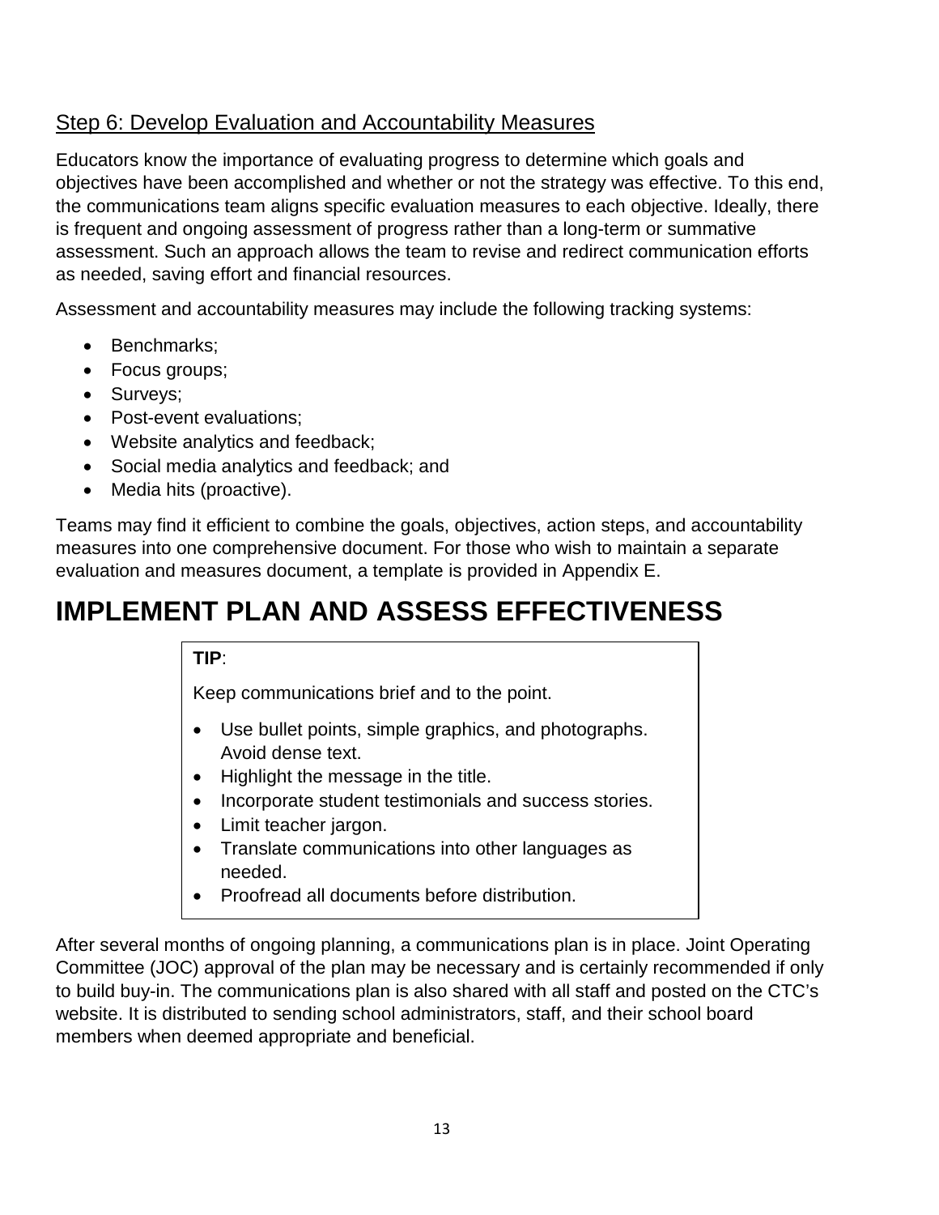### Step 6: Develop Evaluation and Accountability Measures

Educators know the importance of evaluating progress to determine which goals and objectives have been accomplished and whether or not the strategy was effective. To this end, the communications team aligns specific evaluation measures to each objective. Ideally, there is frequent and ongoing assessment of progress rather than a long-term or summative assessment. Such an approach allows the team to revise and redirect communication efforts as needed, saving effort and financial resources.

Assessment and accountability measures may include the following tracking systems:

- Benchmarks;
- Focus groups;
- Surveys;
- Post-event evaluations;
- Website analytics and feedback;
- Social media analytics and feedback; and
- Media hits (proactive).

Teams may find it efficient to combine the goals, objectives, action steps, and accountability measures into one comprehensive document. For those who wish to maintain a separate evaluation and measures document, a template is provided in Appendix E.

# IMPLEMENT PLAN AND ASSESS EFFECTIVENESS

> **TIP**:
>
> Keep communications brief and to the point.
>
> - Use bullet points, simple graphics, and photographs. Avoid dense text.
> - Highlight the message in the title.
> - Incorporate student testimonials and success stories.
> - Limit teacher jargon.
> - Translate communications into other languages as needed.
> - Proofread all documents before distribution.

After several months of ongoing planning, a communications plan is in place. Joint Operating Committee (JOC) approval of the plan may be necessary and is certainly recommended if only to build buy-in. The communications plan is also shared with all staff and posted on the CTC's website. It is distributed to sending school administrators, staff, and their school board members when deemed appropriate and beneficial.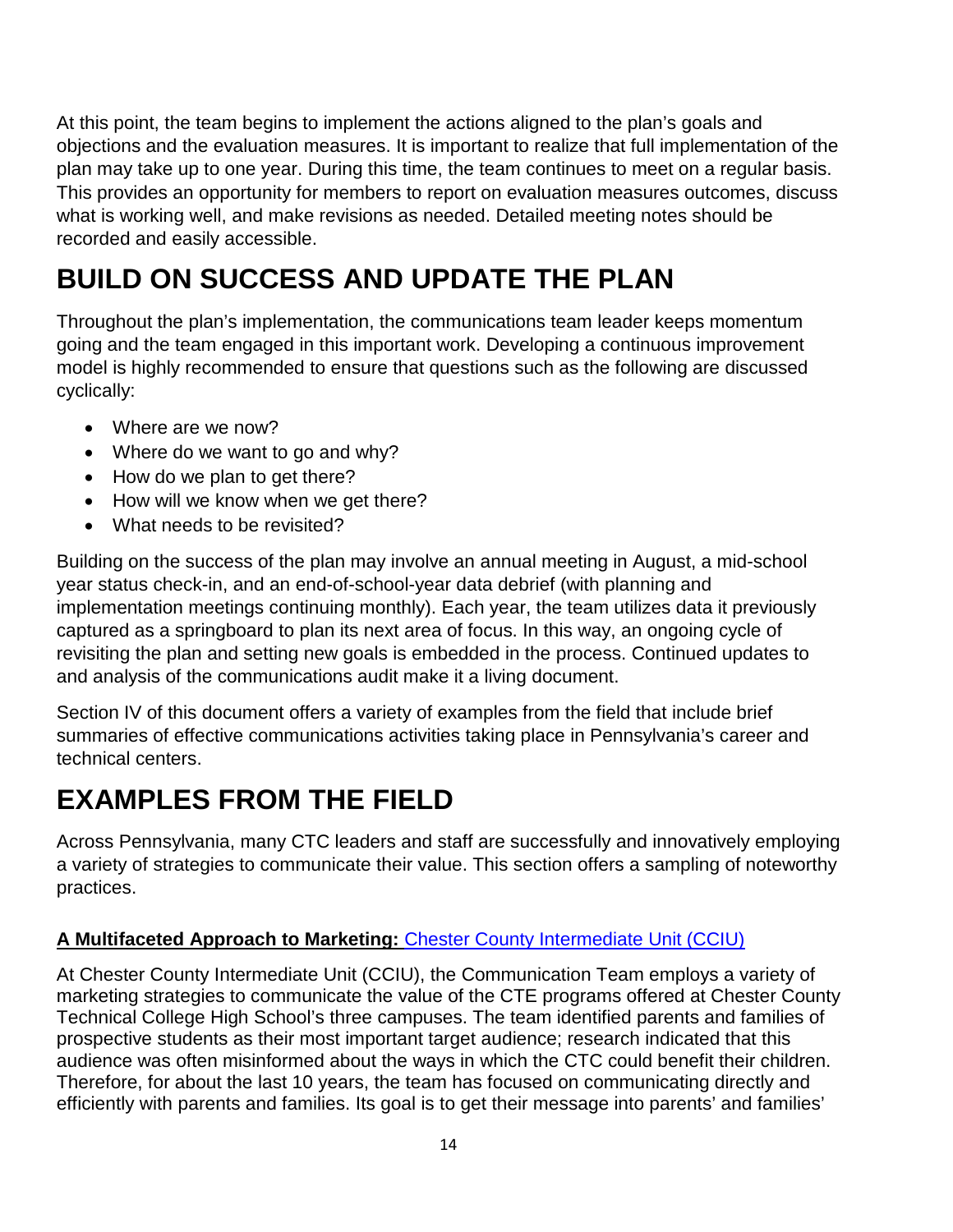At this point, the team begins to implement the actions aligned to the plan's goals and objections and the evaluation measures. It is important to realize that full implementation of the plan may take up to one year. During this time, the team continues to meet on a regular basis. This provides an opportunity for members to report on evaluation measures outcomes, discuss what is working well, and make revisions as needed. Detailed meeting notes should be recorded and easily accessible.

# BUILD ON SUCCESS AND UPDATE THE PLAN

Throughout the plan's implementation, the communications team leader keeps momentum going and the team engaged in this important work. Developing a continuous improvement model is highly recommended to ensure that questions such as the following are discussed cyclically:

- Where are we now?
- Where do we want to go and why?
- How do we plan to get there?
- How will we know when we get there?
- What needs to be revisited?

Building on the success of the plan may involve an annual meeting in August, a mid-school year status check-in, and an end-of-school-year data debrief (with planning and implementation meetings continuing monthly). Each year, the team utilizes data it previously captured as a springboard to plan its next area of focus. In this way, an ongoing cycle of revisiting the plan and setting new goals is embedded in the process. Continued updates to and analysis of the communications audit make it a living document.

Section IV of this document offers a variety of examples from the field that include brief summaries of effective communications activities taking place in Pennsylvania's career and technical centers.

# EXAMPLES FROM THE FIELD

Across Pennsylvania, many CTC leaders and staff are successfully and innovatively employing a variety of strategies to communicate their value. This section offers a sampling of noteworthy practices.

**A Multifaceted Approach to Marketing:** Chester County Intermediate Unit (CCIU)

At Chester County Intermediate Unit (CCIU), the Communication Team employs a variety of marketing strategies to communicate the value of the CTE programs offered at Chester County Technical College High School's three campuses. The team identified parents and families of prospective students as their most important target audience; research indicated that this audience was often misinformed about the ways in which the CTC could benefit their children. Therefore, for about the last 10 years, the team has focused on communicating directly and efficiently with parents and families. Its goal is to get their message into parents' and families'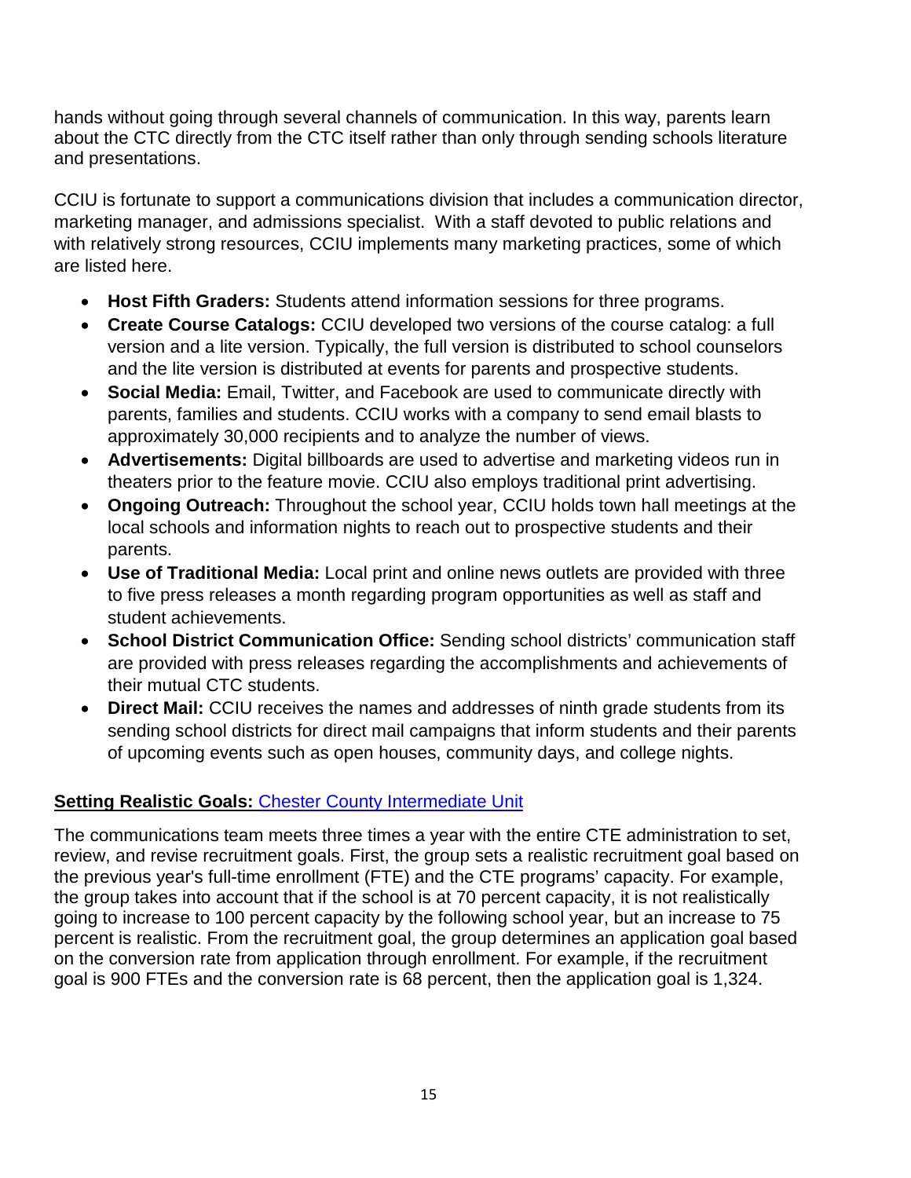hands without going through several channels of communication. In this way, parents learn about the CTC directly from the CTC itself rather than only through sending schools literature and presentations.

CCIU is fortunate to support a communications division that includes a communication director, marketing manager, and admissions specialist. With a staff devoted to public relations and with relatively strong resources, CCIU implements many marketing practices, some of which are listed here.

- **Host Fifth Graders:** Students attend information sessions for three programs.
- **Create Course Catalogs:** CCIU developed two versions of the course catalog: a full version and a lite version. Typically, the full version is distributed to school counselors and the lite version is distributed at events for parents and prospective students.
- **Social Media:** Email, Twitter, and Facebook are used to communicate directly with parents, families and students. CCIU works with a company to send email blasts to approximately 30,000 recipients and to analyze the number of views.
- **Advertisements:** Digital billboards are used to advertise and marketing videos run in theaters prior to the feature movie. CCIU also employs traditional print advertising.
- **Ongoing Outreach:** Throughout the school year, CCIU holds town hall meetings at the local schools and information nights to reach out to prospective students and their parents.
- **Use of Traditional Media:** Local print and online news outlets are provided with three to five press releases a month regarding program opportunities as well as staff and student achievements.
- **School District Communication Office:** Sending school districts' communication staff are provided with press releases regarding the accomplishments and achievements of their mutual CTC students.
- **Direct Mail:** CCIU receives the names and addresses of ninth grade students from its sending school districts for direct mail campaigns that inform students and their parents of upcoming events such as open houses, community days, and college nights.

**Setting Realistic Goals:** Chester County Intermediate Unit

The communications team meets three times a year with the entire CTE administration to set, review, and revise recruitment goals. First, the group sets a realistic recruitment goal based on the previous year's full-time enrollment (FTE) and the CTE programs' capacity. For example, the group takes into account that if the school is at 70 percent capacity, it is not realistically going to increase to 100 percent capacity by the following school year, but an increase to 75 percent is realistic. From the recruitment goal, the group determines an application goal based on the conversion rate from application through enrollment. For example, if the recruitment goal is 900 FTEs and the conversion rate is 68 percent, then the application goal is 1,324.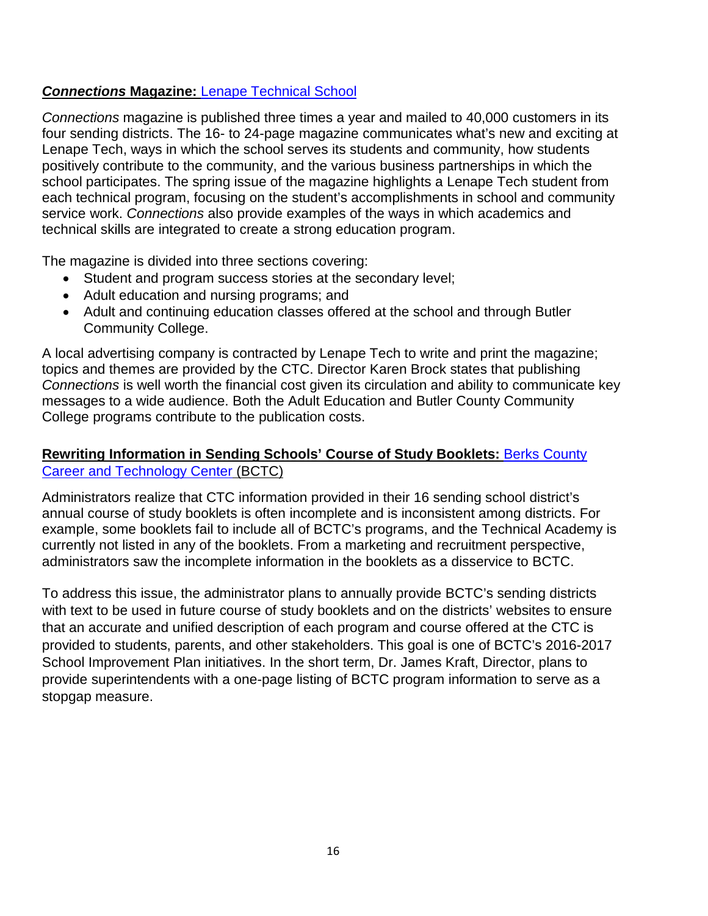***Connections* Magazine:** Lenape Technical School

*Connections* magazine is published three times a year and mailed to 40,000 customers in its four sending districts. The 16- to 24-page magazine communicates what's new and exciting at Lenape Tech, ways in which the school serves its students and community, how students positively contribute to the community, and the various business partnerships in which the school participates. The spring issue of the magazine highlights a Lenape Tech student from each technical program, focusing on the student's accomplishments in school and community service work. *Connections* also provide examples of the ways in which academics and technical skills are integrated to create a strong education program.

The magazine is divided into three sections covering:

- Student and program success stories at the secondary level;
- Adult education and nursing programs; and
- Adult and continuing education classes offered at the school and through Butler Community College.

A local advertising company is contracted by Lenape Tech to write and print the magazine; topics and themes are provided by the CTC. Director Karen Brock states that publishing *Connections* is well worth the financial cost given its circulation and ability to communicate key messages to a wide audience. Both the Adult Education and Butler County Community College programs contribute to the publication costs.

**Rewriting Information in Sending Schools' Course of Study Booklets:** Berks County Career and Technology Center (BCTC)

Administrators realize that CTC information provided in their 16 sending school district's annual course of study booklets is often incomplete and is inconsistent among districts. For example, some booklets fail to include all of BCTC's programs, and the Technical Academy is currently not listed in any of the booklets. From a marketing and recruitment perspective, administrators saw the incomplete information in the booklets as a disservice to BCTC.

To address this issue, the administrator plans to annually provide BCTC's sending districts with text to be used in future course of study booklets and on the districts' websites to ensure that an accurate and unified description of each program and course offered at the CTC is provided to students, parents, and other stakeholders. This goal is one of BCTC's 2016-2017 School Improvement Plan initiatives. In the short term, Dr. James Kraft, Director, plans to provide superintendents with a one-page listing of BCTC program information to serve as a stopgap measure.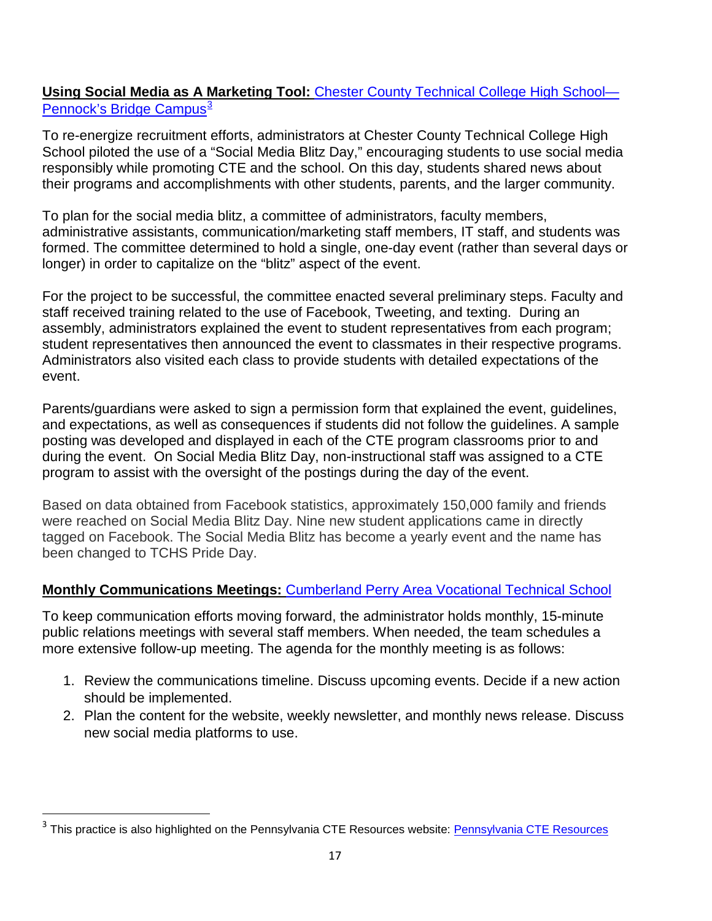**Using Social Media as A Marketing Tool:** Chester County Technical College High School—Pennock's Bridge Campus[3]

To re-energize recruitment efforts, administrators at Chester County Technical College High School piloted the use of a "Social Media Blitz Day," encouraging students to use social media responsibly while promoting CTE and the school. On this day, students shared news about their programs and accomplishments with other students, parents, and the larger community.

To plan for the social media blitz, a committee of administrators, faculty members, administrative assistants, communication/marketing staff members, IT staff, and students was formed. The committee determined to hold a single, one-day event (rather than several days or longer) in order to capitalize on the "blitz" aspect of the event.

For the project to be successful, the committee enacted several preliminary steps. Faculty and staff received training related to the use of Facebook, Tweeting, and texting. During an assembly, administrators explained the event to student representatives from each program; student representatives then announced the event to classmates in their respective programs. Administrators also visited each class to provide students with detailed expectations of the event.

Parents/guardians were asked to sign a permission form that explained the event, guidelines, and expectations, as well as consequences if students did not follow the guidelines. A sample posting was developed and displayed in each of the CTE program classrooms prior to and during the event. On Social Media Blitz Day, non-instructional staff was assigned to a CTE program to assist with the oversight of the postings during the day of the event.

Based on data obtained from Facebook statistics, approximately 150,000 family and friends were reached on Social Media Blitz Day. Nine new student applications came in directly tagged on Facebook. The Social Media Blitz has become a yearly event and the name has been changed to TCHS Pride Day.

**Monthly Communications Meetings:** Cumberland Perry Area Vocational Technical School

To keep communication efforts moving forward, the administrator holds monthly, 15-minute public relations meetings with several staff members. When needed, the team schedules a more extensive follow-up meeting. The agenda for the monthly meeting is as follows:

1. Review the communications timeline. Discuss upcoming events. Decide if a new action should be implemented.
2. Plan the content for the website, weekly newsletter, and monthly news release. Discuss new social media platforms to use.

[3] This practice is also highlighted on the Pennsylvania CTE Resources website: Pennsylvania CTE Resources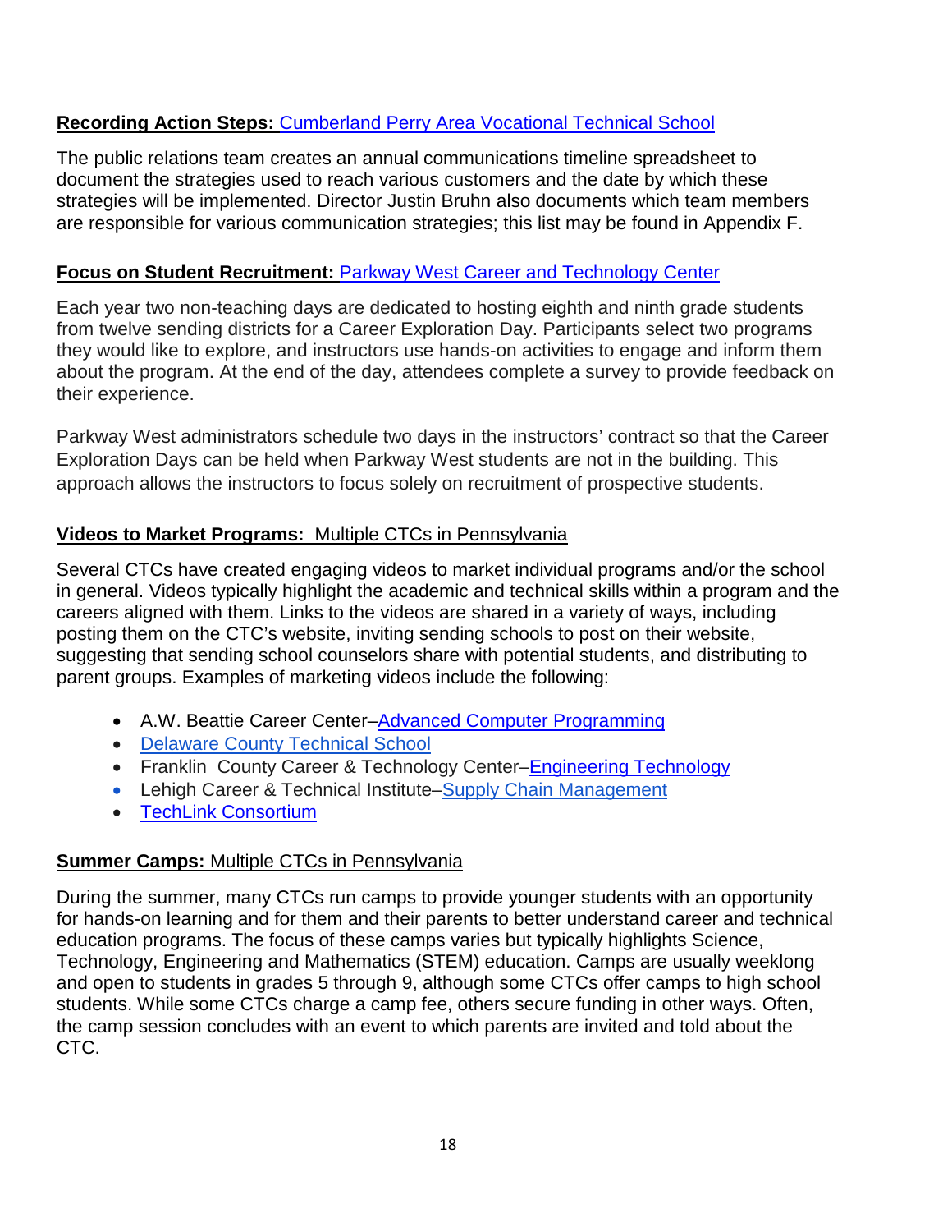**Recording Action Steps:** Cumberland Perry Area Vocational Technical School

The public relations team creates an annual communications timeline spreadsheet to document the strategies used to reach various customers and the date by which these strategies will be implemented. Director Justin Bruhn also documents which team members are responsible for various communication strategies; this list may be found in Appendix F.

**Focus on Student Recruitment:** Parkway West Career and Technology Center

Each year two non-teaching days are dedicated to hosting eighth and ninth grade students from twelve sending districts for a Career Exploration Day. Participants select two programs they would like to explore, and instructors use hands-on activities to engage and inform them about the program. At the end of the day, attendees complete a survey to provide feedback on their experience.

Parkway West administrators schedule two days in the instructors' contract so that the Career Exploration Days can be held when Parkway West students are not in the building. This approach allows the instructors to focus solely on recruitment of prospective students.

**Videos to Market Programs:** Multiple CTCs in Pennsylvania

Several CTCs have created engaging videos to market individual programs and/or the school in general. Videos typically highlight the academic and technical skills within a program and the careers aligned with them. Links to the videos are shared in a variety of ways, including posting them on the CTC's website, inviting sending schools to post on their website, suggesting that sending school counselors share with potential students, and distributing to parent groups. Examples of marketing videos include the following:

- A.W. Beattie Career Center–Advanced Computer Programming
- Delaware County Technical School
- Franklin County Career & Technology Center–Engineering Technology
- Lehigh Career & Technical Institute–Supply Chain Management
- TechLink Consortium

**Summer Camps:** Multiple CTCs in Pennsylvania

During the summer, many CTCs run camps to provide younger students with an opportunity for hands-on learning and for them and their parents to better understand career and technical education programs. The focus of these camps varies but typically highlights Science, Technology, Engineering and Mathematics (STEM) education. Camps are usually weeklong and open to students in grades 5 through 9, although some CTCs offer camps to high school students. While some CTCs charge a camp fee, others secure funding in other ways. Often, the camp session concludes with an event to which parents are invited and told about the CTC.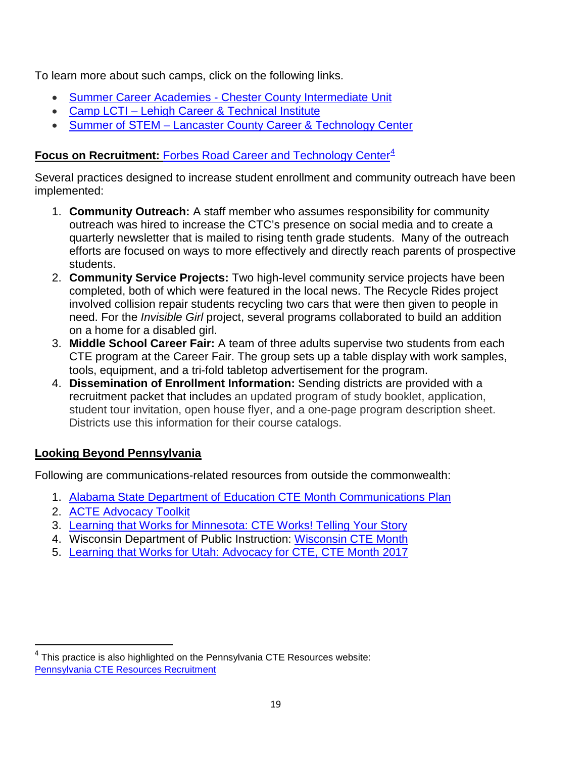To learn more about such camps, click on the following links.

- Summer Career Academies - Chester County Intermediate Unit
- Camp LCTI – Lehigh Career & Technical Institute
- Summer of STEM – Lancaster County Career & Technology Center

**Focus on Recruitment:** Forbes Road Career and Technology Center[4]

Several practices designed to increase student enrollment and community outreach have been implemented:

1. **Community Outreach:** A staff member who assumes responsibility for community outreach was hired to increase the CTC's presence on social media and to create a quarterly newsletter that is mailed to rising tenth grade students. Many of the outreach efforts are focused on ways to more effectively and directly reach parents of prospective students.
2. **Community Service Projects:** Two high-level community service projects have been completed, both of which were featured in the local news. The Recycle Rides project involved collision repair students recycling two cars that were then given to people in need. For the *Invisible Girl* project, several programs collaborated to build an addition on a home for a disabled girl.
3. **Middle School Career Fair:** A team of three adults supervise two students from each CTE program at the Career Fair. The group sets up a table display with work samples, tools, equipment, and a tri-fold tabletop advertisement for the program.
4. **Dissemination of Enrollment Information:** Sending districts are provided with a recruitment packet that includes an updated program of study booklet, application, student tour invitation, open house flyer, and a one-page program description sheet. Districts use this information for their course catalogs.

## Looking Beyond Pennsylvania

Following are communications-related resources from outside the commonwealth:

1. Alabama State Department of Education CTE Month Communications Plan
2. ACTE Advocacy Toolkit
3. Learning that Works for Minnesota: CTE Works! Telling Your Story
4. Wisconsin Department of Public Instruction: Wisconsin CTE Month
5. Learning that Works for Utah: Advocacy for CTE, CTE Month 2017

---

[4] This practice is also highlighted on the Pennsylvania CTE Resources website: Pennsylvania CTE Resources Recruitment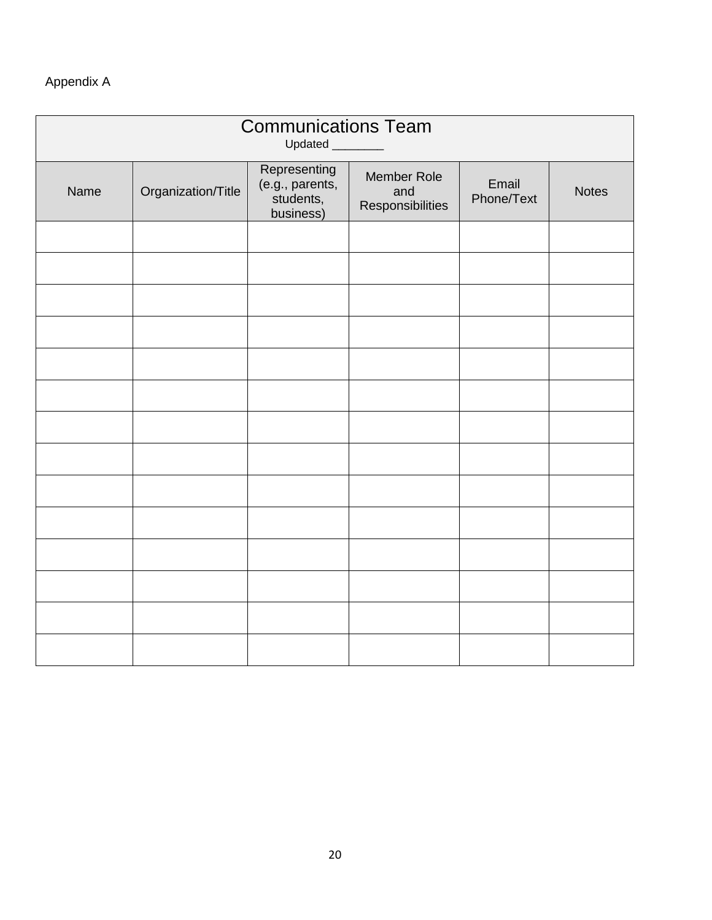Appendix A

| Communications Team<br>Updated ________ | | | | | |
|---|---|---|---|---|---|
| Name | Organization/Title | Representing (e.g., parents, students, business) | Member Role and Responsibilities | Email Phone/Text | Notes |
| | | | | | |
| | | | | | |
| | | | | | |
| | | | | | |
| | | | | | |
| | | | | | |
| | | | | | |
| | | | | | |
| | | | | | |
| | | | | | |
| | | | | | |
| | | | | | |
| | | | | | |
| | | | | | |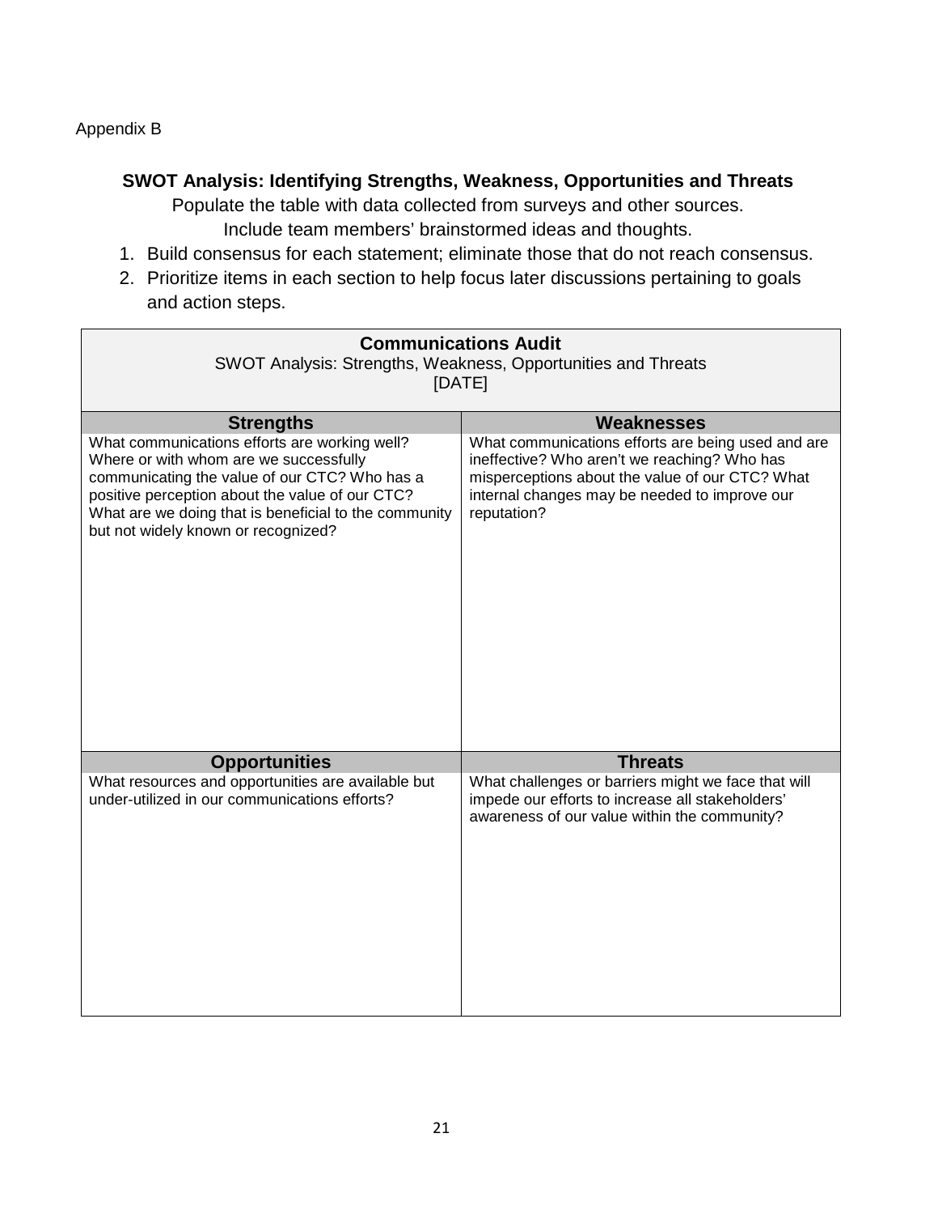Appendix B

## SWOT Analysis: Identifying Strengths, Weakness, Opportunities and Threats

Populate the table with data collected from surveys and other sources.
Include team members' brainstormed ideas and thoughts.

1. Build consensus for each statement; eliminate those that do not reach consensus.
2. Prioritize items in each section to help focus later discussions pertaining to goals and action steps.

| **Communications Audit**<br>SWOT Analysis: Strengths, Weakness, Opportunities and Threats<br>[DATE] | |
|---|---|
| **Strengths** | **Weaknesses** |
| What communications efforts are working well? Where or with whom are we successfully communicating the value of our CTC? Who has a positive perception about the value of our CTC? What are we doing that is beneficial to the community but not widely known or recognized? | What communications efforts are being used and are ineffective? Who aren't we reaching? Who has misperceptions about the value of our CTC? What internal changes may be needed to improve our reputation? |
| **Opportunities** | **Threats** |
| What resources and opportunities are available but under-utilized in our communications efforts? | What challenges or barriers might we face that will impede our efforts to increase all stakeholders' awareness of our value within the community? |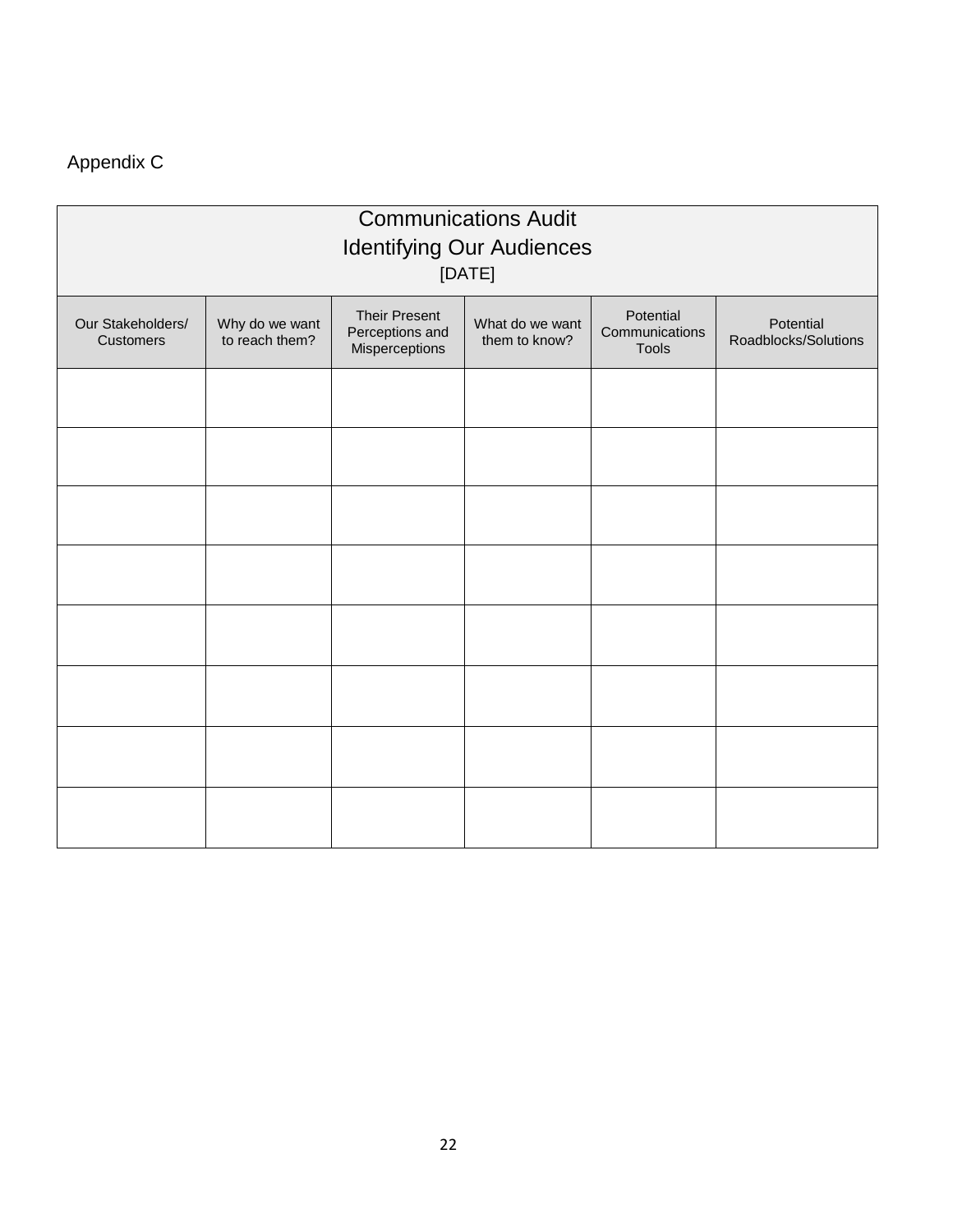Appendix C

| Communications Audit<br>Identifying Our Audiences<br>[DATE] | | | | | |
|---|---|---|---|---|---|
| Our Stakeholders/ Customers | Why do we want to reach them? | Their Present Perceptions and Misperceptions | What do we want them to know? | Potential Communications Tools | Potential Roadblocks/Solutions |
| | | | | | |
| | | | | | |
| | | | | | |
| | | | | | |
| | | | | | |
| | | | | | |
| | | | | | |
| | | | | | |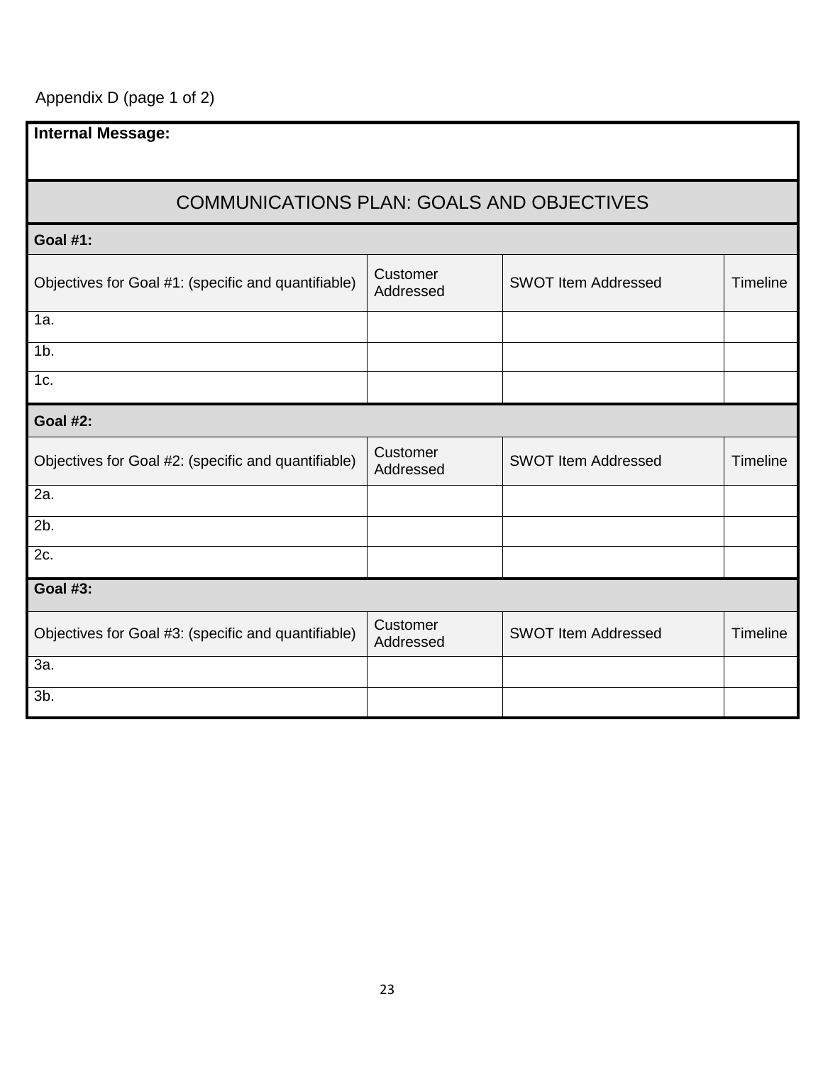Appendix D (page 1 of 2)

| **Internal Message:** | | | |
|---|---|---|---|
| COMMUNICATIONS PLAN: GOALS AND OBJECTIVES | | | |
| **Goal #1:** | | | |
| Objectives for Goal #1: (specific and quantifiable) | Customer Addressed | SWOT Item Addressed | Timeline |
| 1a. | | | |
| 1b. | | | |
| 1c. | | | |
| **Goal #2:** | | | |
| Objectives for Goal #2: (specific and quantifiable) | Customer Addressed | SWOT Item Addressed | Timeline |
| 2a. | | | |
| 2b. | | | |
| 2c. | | | |
| **Goal #3:** | | | |
| Objectives for Goal #3: (specific and quantifiable) | Customer Addressed | SWOT Item Addressed | Timeline |
| 3a. | | | |
| 3b. | | | |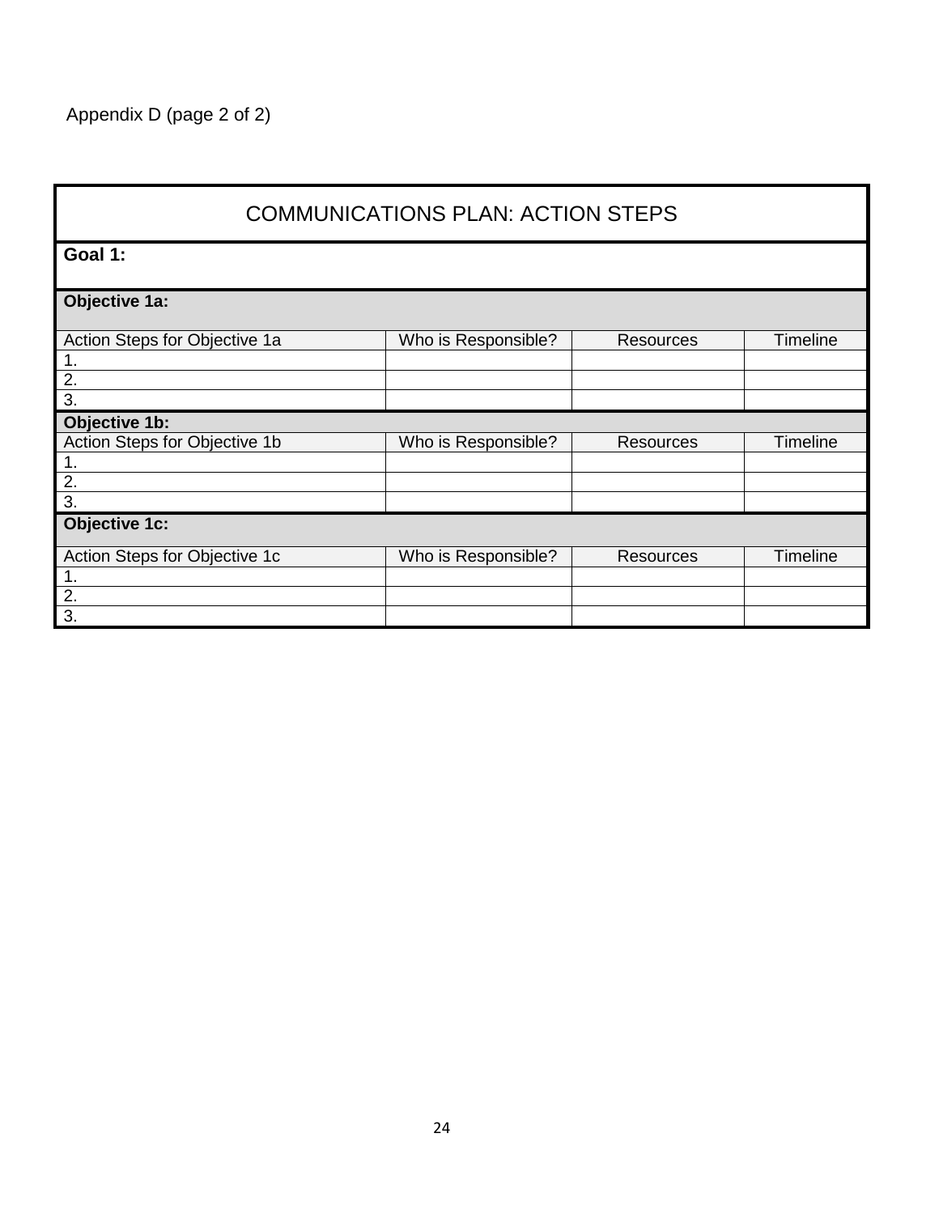Appendix D (page 2 of 2)

| COMMUNICATIONS PLAN: ACTION STEPS | | | |
|---|---|---|---|
| **Goal 1:** | | | |
| **Objective 1a:** | | | |
| Action Steps for Objective 1a | Who is Responsible? | Resources | Timeline |
| 1. | | | |
| 2. | | | |
| 3. | | | |
| **Objective 1b:** | | | |
| Action Steps for Objective 1b | Who is Responsible? | Resources | Timeline |
| 1. | | | |
| 2. | | | |
| 3. | | | |
| **Objective 1c:** | | | |
| Action Steps for Objective 1c | Who is Responsible? | Resources | Timeline |
| 1. | | | |
| 2. | | | |
| 3. | | | |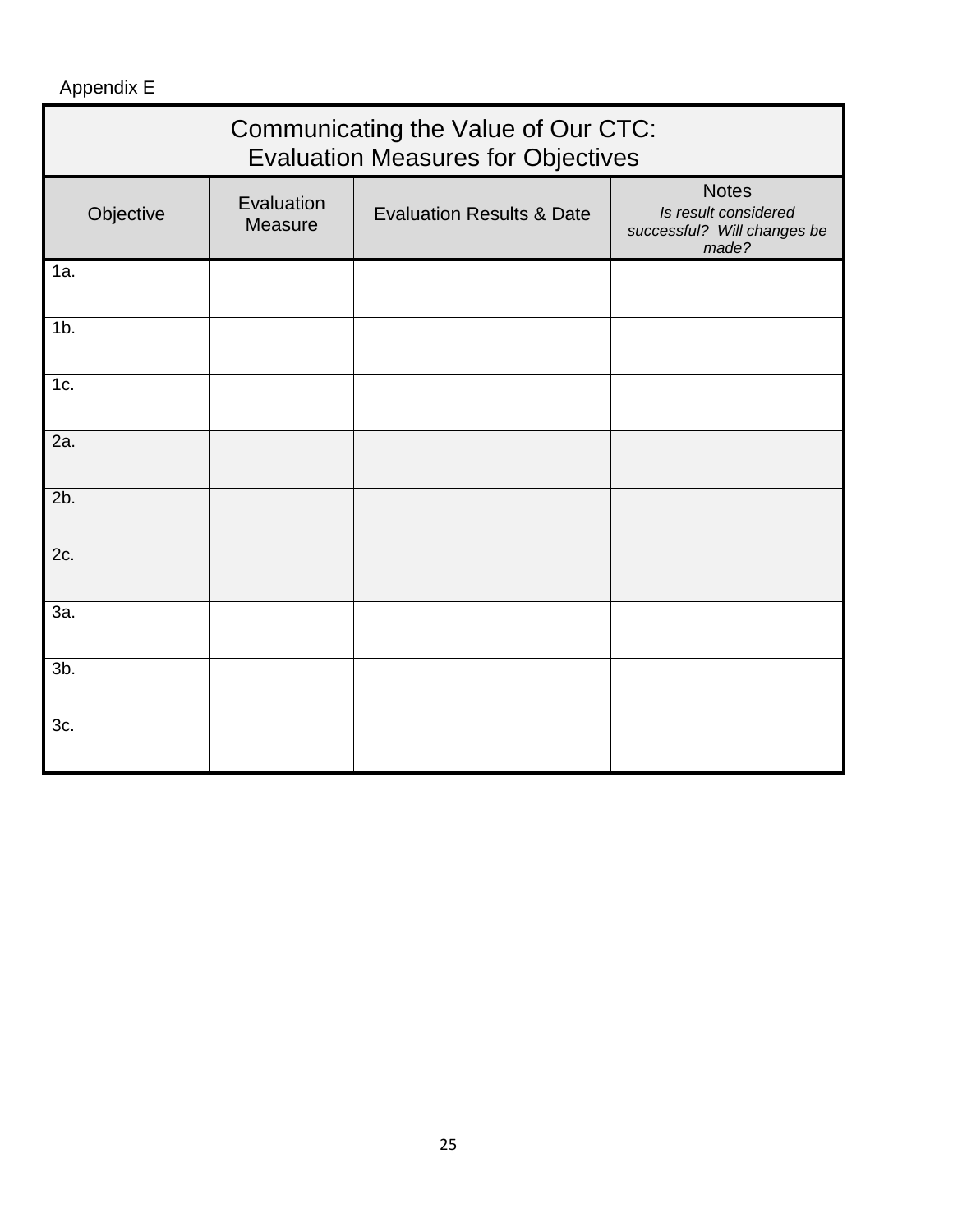Appendix E

| Communicating the Value of Our CTC: Evaluation Measures for Objectives | | | |
|---|---|---|---|
| **Objective** | **Evaluation Measure** | **Evaluation Results & Date** | **Notes** *Is result considered successful? Will changes be made?* |
| 1a. | | | |
| 1b. | | | |
| 1c. | | | |
| 2a. | | | |
| 2b. | | | |
| 2c. | | | |
| 3a. | | | |
| 3b. | | | |
| 3c. | | | |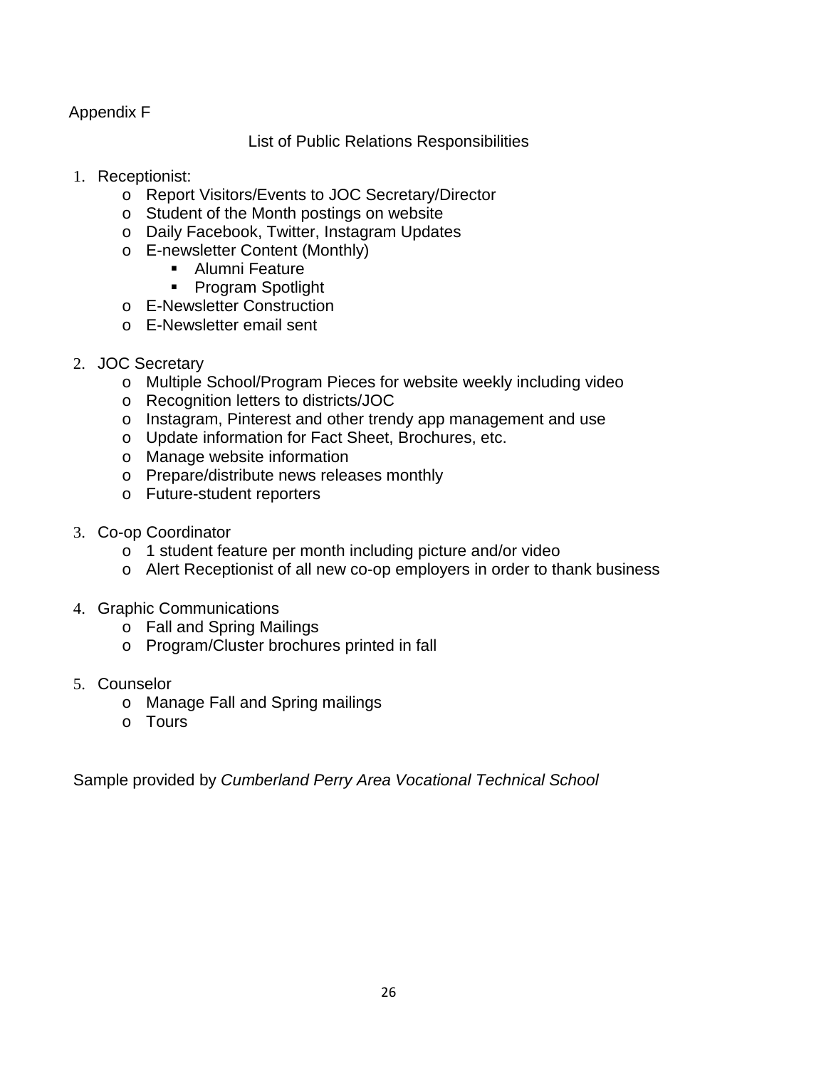Appendix F

## List of Public Relations Responsibilities

1. Receptionist:
    - Report Visitors/Events to JOC Secretary/Director
    - Student of the Month postings on website
    - Daily Facebook, Twitter, Instagram Updates
    - E-newsletter Content (Monthly)
        - Alumni Feature
        - Program Spotlight
    - E-Newsletter Construction
    - E-Newsletter email sent

2. JOC Secretary
    - Multiple School/Program Pieces for website weekly including video
    - Recognition letters to districts/JOC
    - Instagram, Pinterest and other trendy app management and use
    - Update information for Fact Sheet, Brochures, etc.
    - Manage website information
    - Prepare/distribute news releases monthly
    - Future-student reporters

3. Co-op Coordinator
    - 1 student feature per month including picture and/or video
    - Alert Receptionist of all new co-op employers in order to thank business

4. Graphic Communications
    - Fall and Spring Mailings
    - Program/Cluster brochures printed in fall

5. Counselor
    - Manage Fall and Spring mailings
    - Tours

Sample provided by *Cumberland Perry Area Vocational Technical School*